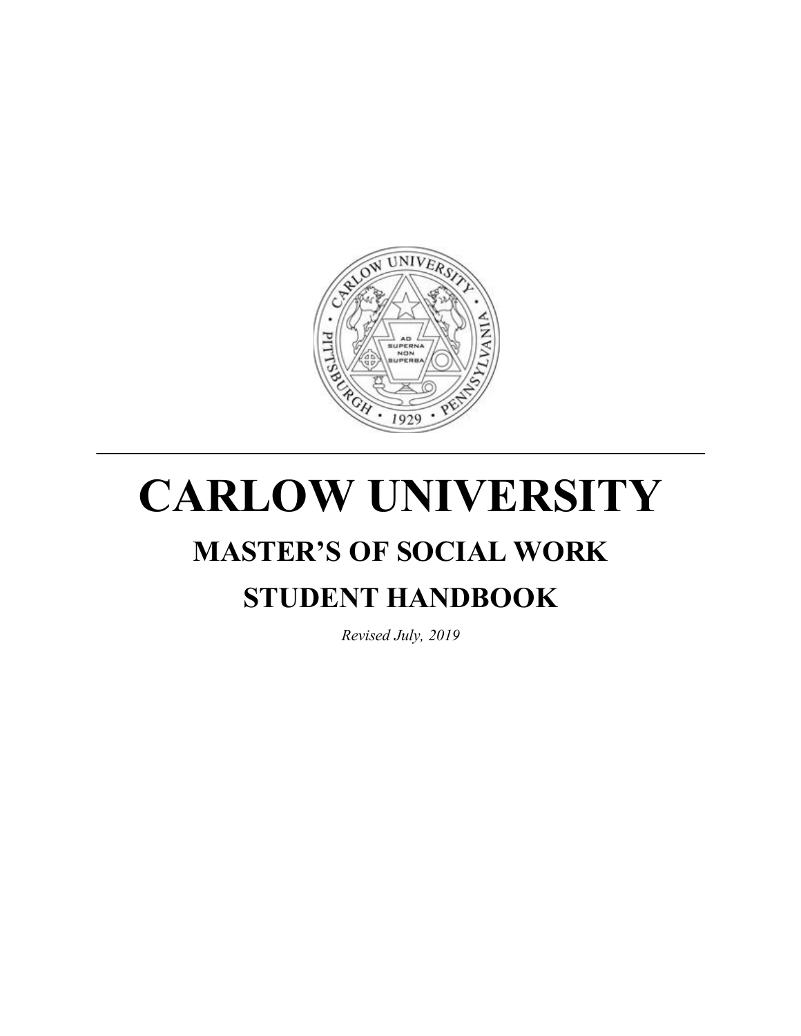# CARLOW UNIVERSITY

## MASTER'S OF SOCIAL WORK

## STUDENT HANDBOOK

*Revised July, 2019*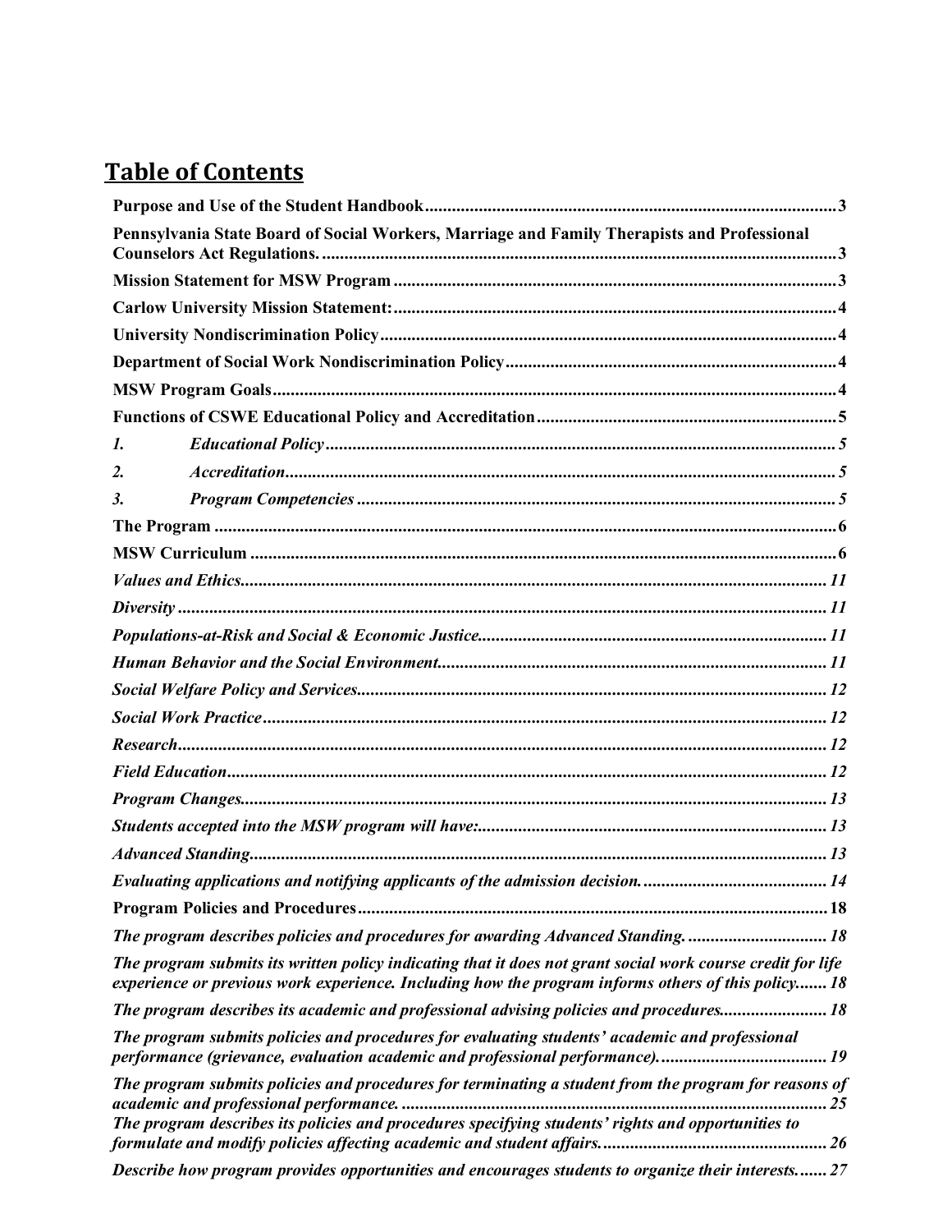## Table of Contents

**Purpose and Use of the Student Handbook** .......... 3

**Pennsylvania State Board of Social Workers, Marriage and Family Therapists and Professional Counselors Act Regulations.** .......... 3

**Mission Statement for MSW Program** .......... 3

**Carlow University Mission Statement:** .......... 4

**University Nondiscrimination Policy** .......... 4

**Department of Social Work Nondiscrimination Policy** .......... 4

**MSW Program Goals** .......... 4

**Functions of CSWE Educational Policy and Accreditation** .......... 5

*1. Educational Policy* .......... 5

*2. Accreditation* .......... 5

*3. Program Competencies* .......... 5

**The Program** .......... 6

**MSW Curriculum** .......... 6

*Values and Ethics* .......... 11

*Diversity* .......... 11

*Populations-at-Risk and Social & Economic Justice* .......... 11

*Human Behavior and the Social Environment* .......... 11

*Social Welfare Policy and Services* .......... 12

*Social Work Practice* .......... 12

*Research* .......... 12

*Field Education* .......... 12

*Program Changes* .......... 13

*Students accepted into the MSW program will have:* .......... 13

*Advanced Standing* .......... 13

*Evaluating applications and notifying applicants of the admission decision.* .......... 14

**Program Policies and Procedures** .......... 18

*The program describes policies and procedures for awarding Advanced Standing.* .......... 18

*The program submits its written policy indicating that it does not grant social work course credit for life experience or previous work experience. Including how the program informs others of this policy.* .......... 18

*The program describes its academic and professional advising policies and procedures.* .......... 18

*The program submits policies and procedures for evaluating students' academic and professional performance (grievance, evaluation academic and professional performance).* .......... 19

*The program submits policies and procedures for terminating a student from the program for reasons of academic and professional performance.* .......... 25

*The program describes its policies and procedures specifying students' rights and opportunities to formulate and modify policies affecting academic and student affairs.* .......... 26

*Describe how program provides opportunities and encourages students to organize their interests.* .......... 27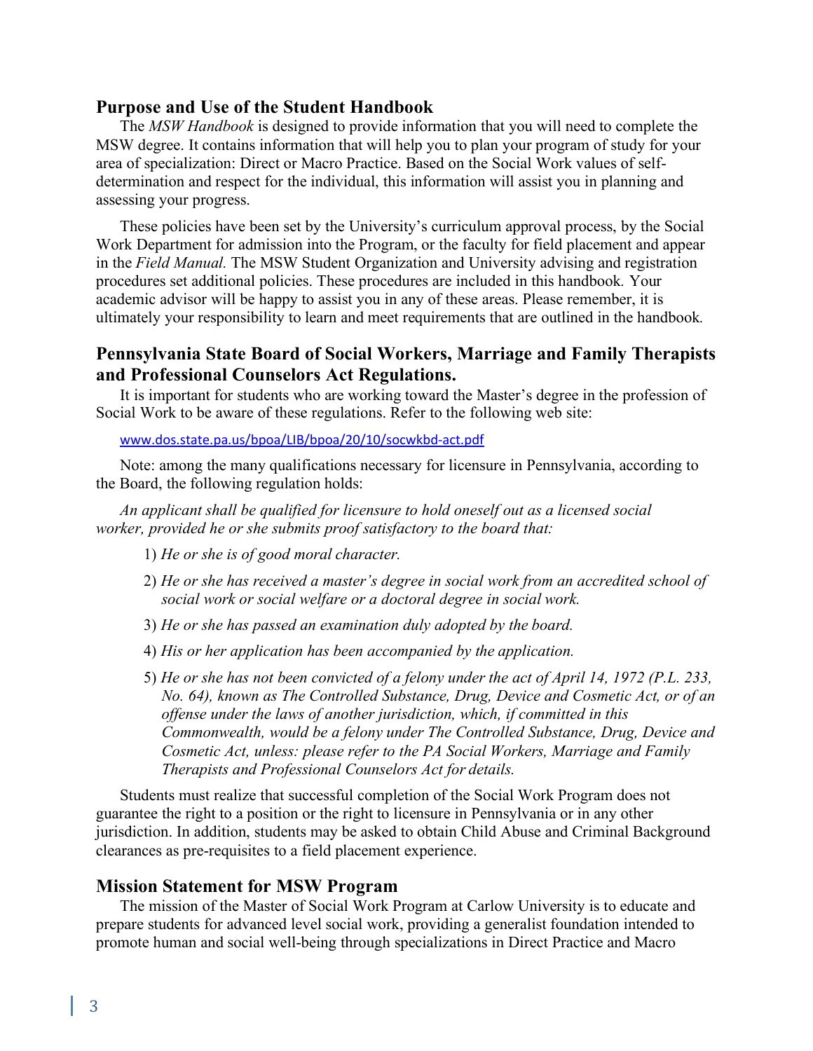## Purpose and Use of the Student Handbook

The *MSW Handbook* is designed to provide information that you will need to complete the MSW degree. It contains information that will help you to plan your program of study for your area of specialization: Direct or Macro Practice. Based on the Social Work values of self-determination and respect for the individual, this information will assist you in planning and assessing your progress.

These policies have been set by the University's curriculum approval process, by the Social Work Department for admission into the Program, or the faculty for field placement and appear in the *Field Manual.* The MSW Student Organization and University advising and registration procedures set additional policies. These procedures are included in this handbook. Your academic advisor will be happy to assist you in any of these areas. Please remember, it is ultimately your responsibility to learn and meet requirements that are outlined in the handbook.

## Pennsylvania State Board of Social Workers, Marriage and Family Therapists and Professional Counselors Act Regulations.

It is important for students who are working toward the Master's degree in the profession of Social Work to be aware of these regulations. Refer to the following web site:

www.dos.state.pa.us/bpoa/LIB/bpoa/20/10/socwkbd-act.pdf

Note: among the many qualifications necessary for licensure in Pennsylvania, according to the Board, the following regulation holds:

*An applicant shall be qualified for licensure to hold oneself out as a licensed social worker, provided he or she submits proof satisfactory to the board that:*

1) *He or she is of good moral character.*
2) *He or she has received a master's degree in social work from an accredited school of social work or social welfare or a doctoral degree in social work.*
3) *He or she has passed an examination duly adopted by the board.*
4) *His or her application has been accompanied by the application.*
5) *He or she has not been convicted of a felony under the act of April 14, 1972 (P.L. 233, No. 64), known as The Controlled Substance, Drug, Device and Cosmetic Act, or of an offense under the laws of another jurisdiction, which, if committed in this Commonwealth, would be a felony under The Controlled Substance, Drug, Device and Cosmetic Act, unless: please refer to the PA Social Workers, Marriage and Family Therapists and Professional Counselors Act for details.*

Students must realize that successful completion of the Social Work Program does not guarantee the right to a position or the right to licensure in Pennsylvania or in any other jurisdiction. In addition, students may be asked to obtain Child Abuse and Criminal Background clearances as pre-requisites to a field placement experience.

## Mission Statement for MSW Program

The mission of the Master of Social Work Program at Carlow University is to educate and prepare students for advanced level social work, providing a generalist foundation intended to promote human and social well-being through specializations in Direct Practice and Macro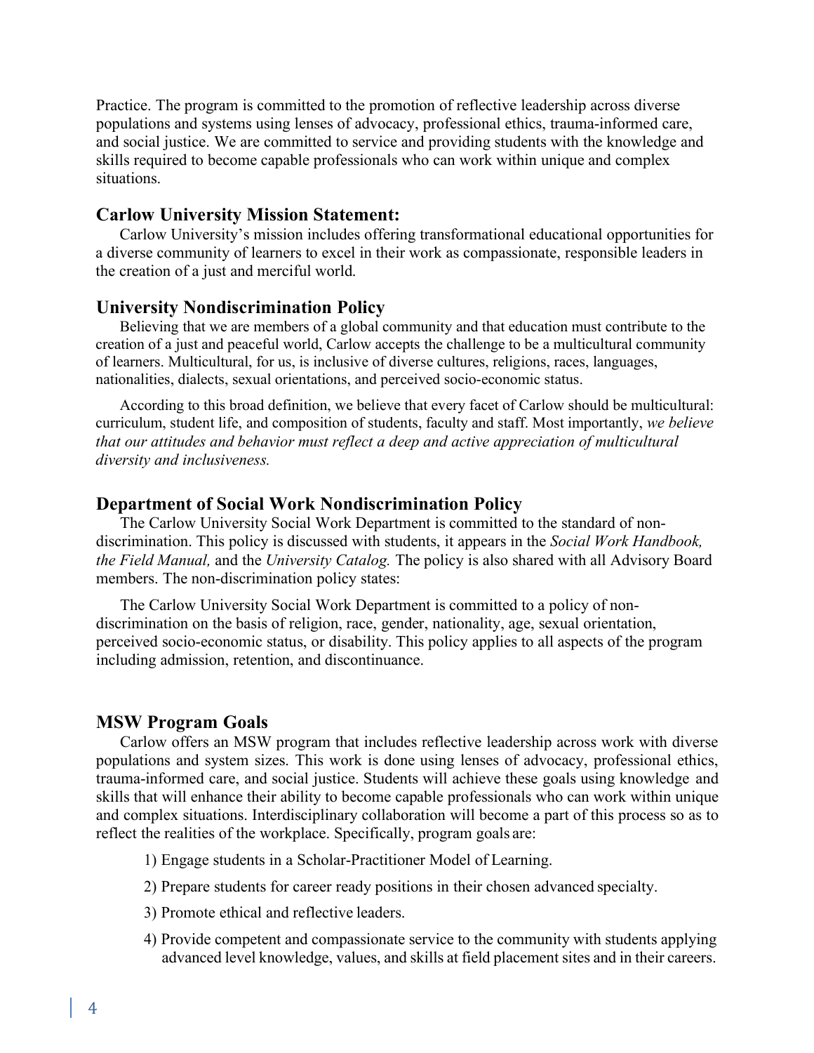Practice. The program is committed to the promotion of reflective leadership across diverse populations and systems using lenses of advocacy, professional ethics, trauma-informed care, and social justice. We are committed to service and providing students with the knowledge and skills required to become capable professionals who can work within unique and complex situations.

## Carlow University Mission Statement:

Carlow University's mission includes offering transformational educational opportunities for a diverse community of learners to excel in their work as compassionate, responsible leaders in the creation of a just and merciful world.

## University Nondiscrimination Policy

Believing that we are members of a global community and that education must contribute to the creation of a just and peaceful world, Carlow accepts the challenge to be a multicultural community of learners. Multicultural, for us, is inclusive of diverse cultures, religions, races, languages, nationalities, dialects, sexual orientations, and perceived socio-economic status.

According to this broad definition, we believe that every facet of Carlow should be multicultural: curriculum, student life, and composition of students, faculty and staff. Most importantly, *we believe that our attitudes and behavior must reflect a deep and active appreciation of multicultural diversity and inclusiveness.*

## Department of Social Work Nondiscrimination Policy

The Carlow University Social Work Department is committed to the standard of non-discrimination. This policy is discussed with students, it appears in the *Social Work Handbook, the Field Manual,* and the *University Catalog.* The policy is also shared with all Advisory Board members. The non-discrimination policy states:

The Carlow University Social Work Department is committed to a policy of non-discrimination on the basis of religion, race, gender, nationality, age, sexual orientation, perceived socio-economic status, or disability. This policy applies to all aspects of the program including admission, retention, and discontinuance.

## MSW Program Goals

Carlow offers an MSW program that includes reflective leadership across work with diverse populations and system sizes. This work is done using lenses of advocacy, professional ethics, trauma-informed care, and social justice. Students will achieve these goals using knowledge and skills that will enhance their ability to become capable professionals who can work within unique and complex situations. Interdisciplinary collaboration will become a part of this process so as to reflect the realities of the workplace. Specifically, program goals are:

1) Engage students in a Scholar-Practitioner Model of Learning.
2) Prepare students for career ready positions in their chosen advanced specialty.
3) Promote ethical and reflective leaders.
4) Provide competent and compassionate service to the community with students applying advanced level knowledge, values, and skills at field placement sites and in their careers.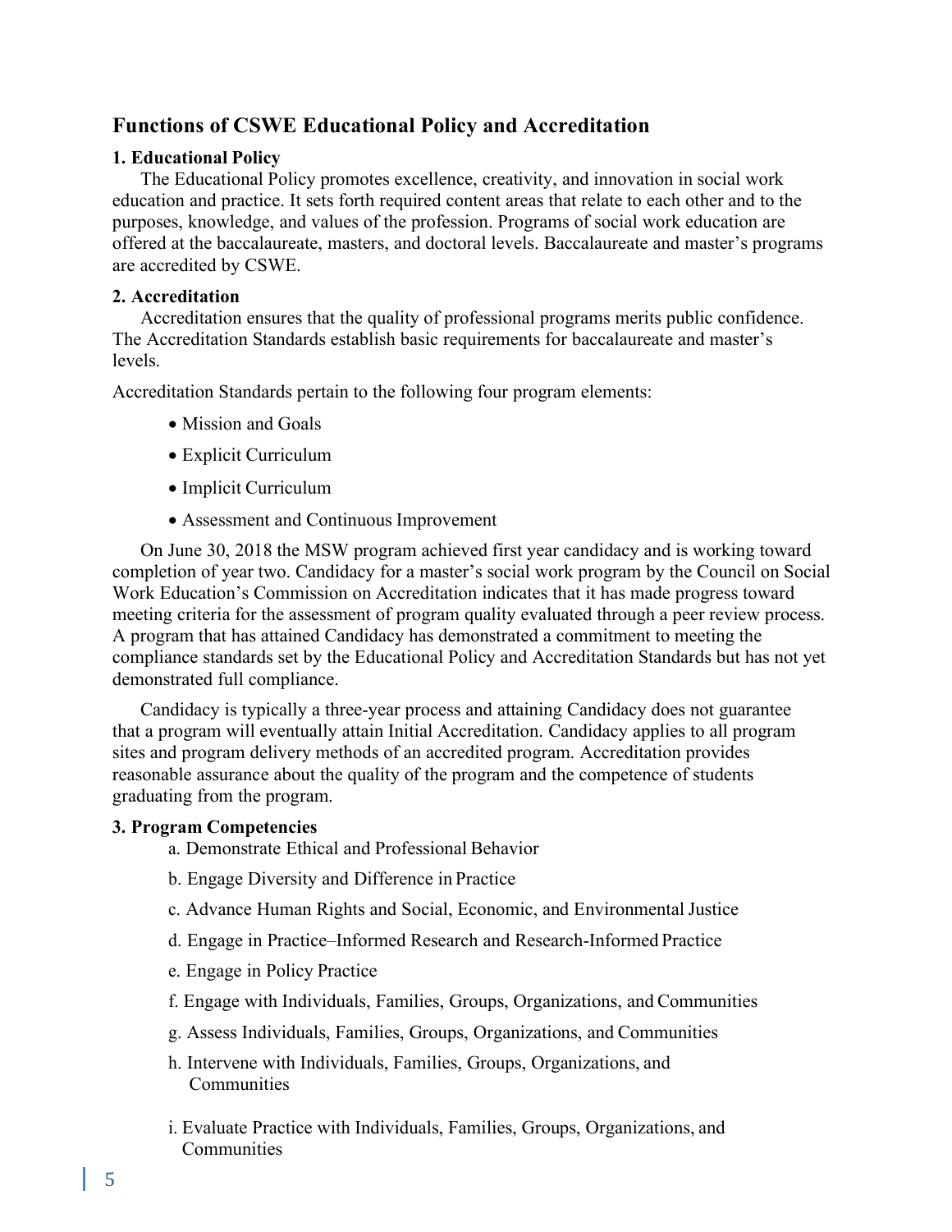## Functions of CSWE Educational Policy and Accreditation

### 1. Educational Policy

The Educational Policy promotes excellence, creativity, and innovation in social work education and practice. It sets forth required content areas that relate to each other and to the purposes, knowledge, and values of the profession. Programs of social work education are offered at the baccalaureate, masters, and doctoral levels. Baccalaureate and master's programs are accredited by CSWE.

### 2. Accreditation

Accreditation ensures that the quality of professional programs merits public confidence. The Accreditation Standards establish basic requirements for baccalaureate and master's levels.

Accreditation Standards pertain to the following four program elements:

- Mission and Goals
- Explicit Curriculum
- Implicit Curriculum
- Assessment and Continuous Improvement

On June 30, 2018 the MSW program achieved first year candidacy and is working toward completion of year two. Candidacy for a master's social work program by the Council on Social Work Education's Commission on Accreditation indicates that it has made progress toward meeting criteria for the assessment of program quality evaluated through a peer review process. A program that has attained Candidacy has demonstrated a commitment to meeting the compliance standards set by the Educational Policy and Accreditation Standards but has not yet demonstrated full compliance.

Candidacy is typically a three-year process and attaining Candidacy does not guarantee that a program will eventually attain Initial Accreditation. Candidacy applies to all program sites and program delivery methods of an accredited program. Accreditation provides reasonable assurance about the quality of the program and the competence of students graduating from the program.

### 3. Program Competencies

a. Demonstrate Ethical and Professional Behavior

b. Engage Diversity and Difference in Practice

c. Advance Human Rights and Social, Economic, and Environmental Justice

d. Engage in Practice–Informed Research and Research-Informed Practice

e. Engage in Policy Practice

f. Engage with Individuals, Families, Groups, Organizations, and Communities

g. Assess Individuals, Families, Groups, Organizations, and Communities

h. Intervene with Individuals, Families, Groups, Organizations, and Communities

i. Evaluate Practice with Individuals, Families, Groups, Organizations, and Communities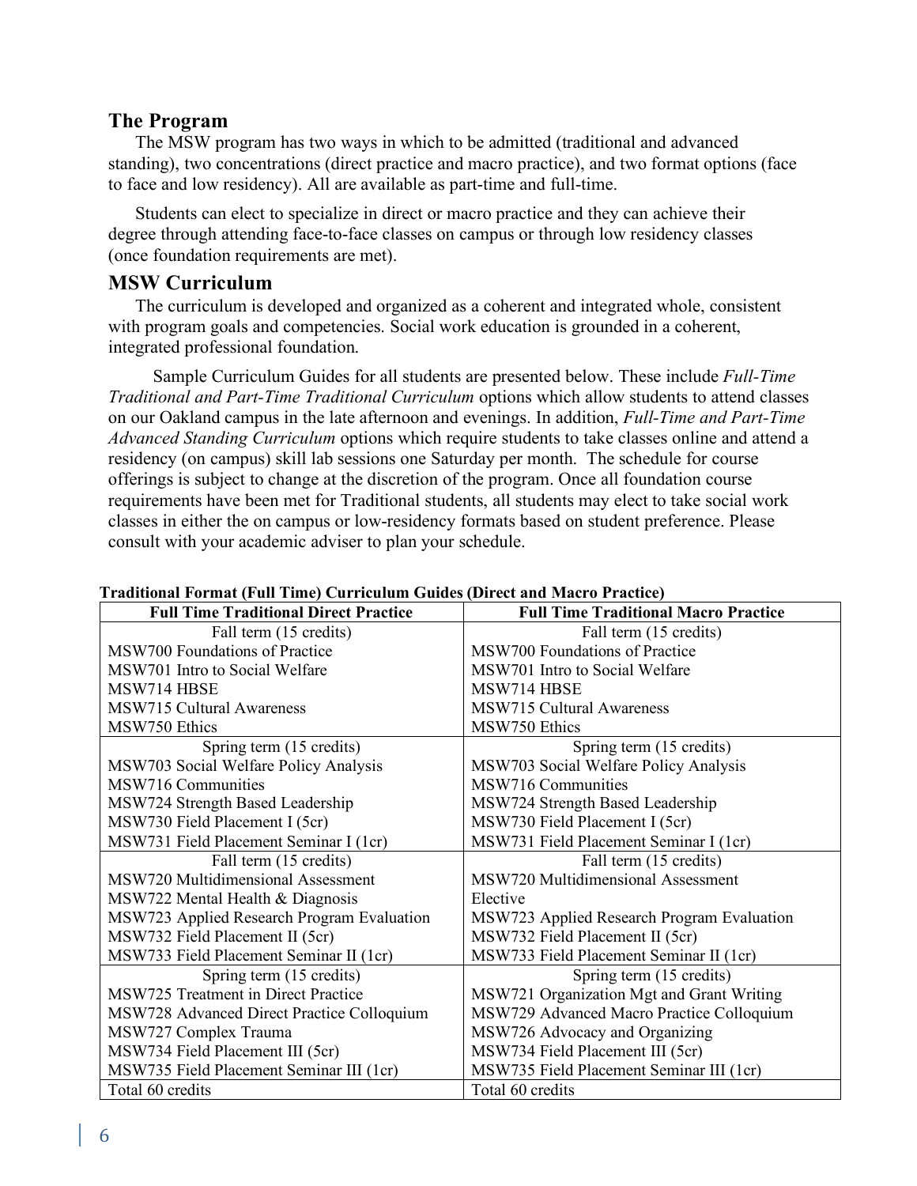## The Program

The MSW program has two ways in which to be admitted (traditional and advanced standing), two concentrations (direct practice and macro practice), and two format options (face to face and low residency). All are available as part-time and full-time.

Students can elect to specialize in direct or macro practice and they can achieve their degree through attending face-to-face classes on campus or through low residency classes (once foundation requirements are met).

## MSW Curriculum

The curriculum is developed and organized as a coherent and integrated whole, consistent with program goals and competencies. Social work education is grounded in a coherent, integrated professional foundation.

Sample Curriculum Guides for all students are presented below. These include *Full-Time Traditional and Part-Time Traditional Curriculum* options which allow students to attend classes on our Oakland campus in the late afternoon and evenings. In addition, *Full-Time and Part-Time Advanced Standing Curriculum* options which require students to take classes online and attend a residency (on campus) skill lab sessions one Saturday per month. The schedule for course offerings is subject to change at the discretion of the program. Once all foundation course requirements have been met for Traditional students, all students may elect to take social work classes in either the on campus or low-residency formats based on student preference. Please consult with your academic adviser to plan your schedule.

**Traditional Format (Full Time) Curriculum Guides (Direct and Macro Practice)**

| Full Time Traditional Direct Practice | Full Time Traditional Macro Practice |
|---|---|
| Fall term (15 credits) | Fall term (15 credits) |
| MSW700 Foundations of Practice | MSW700 Foundations of Practice |
| MSW701 Intro to Social Welfare | MSW701 Intro to Social Welfare |
| MSW714 HBSE | MSW714 HBSE |
| MSW715 Cultural Awareness | MSW715 Cultural Awareness |
| MSW750 Ethics | MSW750 Ethics |
| Spring term (15 credits) | Spring term (15 credits) |
| MSW703 Social Welfare Policy Analysis | MSW703 Social Welfare Policy Analysis |
| MSW716 Communities | MSW716 Communities |
| MSW724 Strength Based Leadership | MSW724 Strength Based Leadership |
| MSW730 Field Placement I (5cr) | MSW730 Field Placement I (5cr) |
| MSW731 Field Placement Seminar I (1cr) | MSW731 Field Placement Seminar I (1cr) |
| Fall term (15 credits) | Fall term (15 credits) |
| MSW720 Multidimensional Assessment | MSW720 Multidimensional Assessment |
| MSW722 Mental Health & Diagnosis | Elective |
| MSW723 Applied Research Program Evaluation | MSW723 Applied Research Program Evaluation |
| MSW732 Field Placement II (5cr) | MSW732 Field Placement II (5cr) |
| MSW733 Field Placement Seminar II (1cr) | MSW733 Field Placement Seminar II (1cr) |
| Spring term (15 credits) | Spring term (15 credits) |
| MSW725 Treatment in Direct Practice | MSW721 Organization Mgt and Grant Writing |
| MSW728 Advanced Direct Practice Colloquium | MSW729 Advanced Macro Practice Colloquium |
| MSW727 Complex Trauma | MSW726 Advocacy and Organizing |
| MSW734 Field Placement III (5cr) | MSW734 Field Placement III (5cr) |
| MSW735 Field Placement Seminar III (1cr) | MSW735 Field Placement Seminar III (1cr) |
| Total 60 credits | Total 60 credits |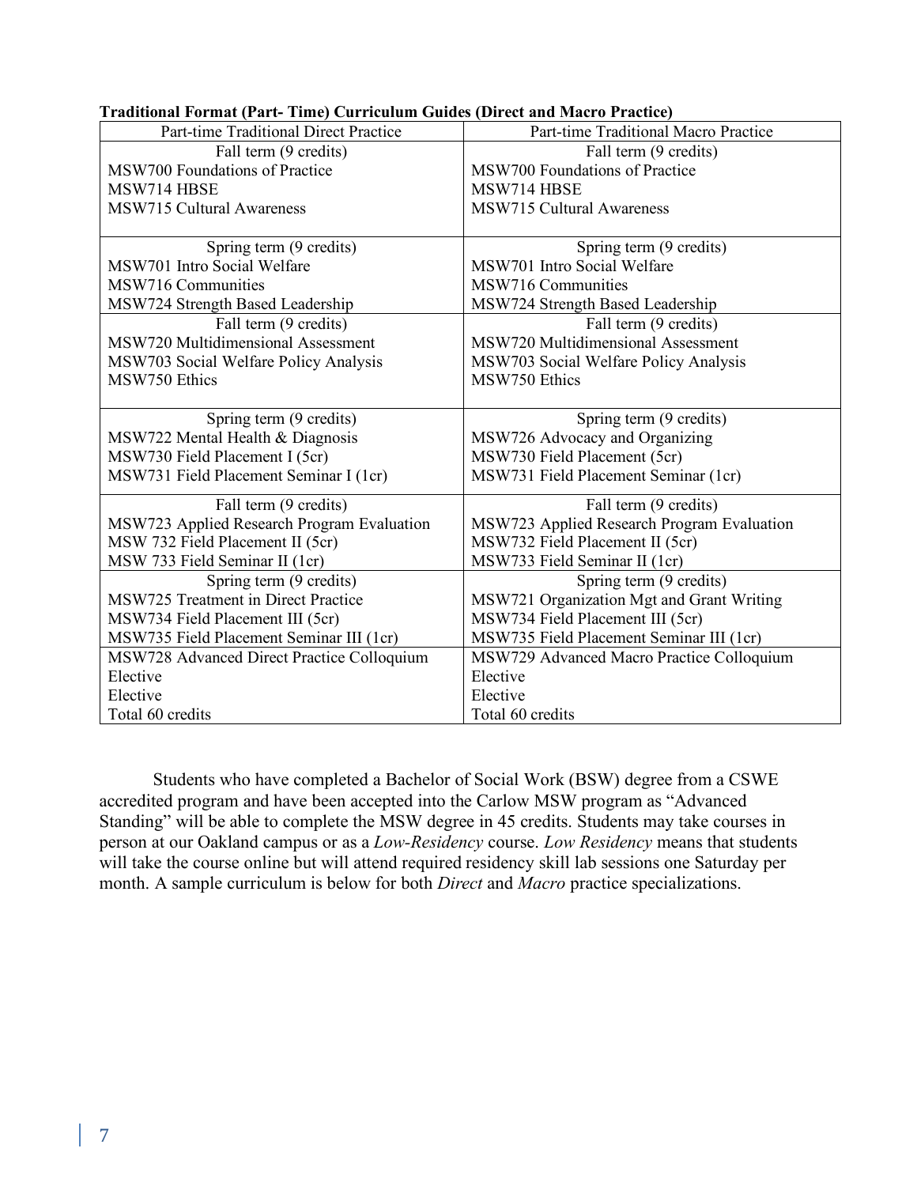**Traditional Format (Part- Time) Curriculum Guides (Direct and Macro Practice)**

| Part-time Traditional Direct Practice | Part-time Traditional Macro Practice |
|---|---|
| Fall term (9 credits)<br>MSW700 Foundations of Practice<br>MSW714 HBSE<br>MSW715 Cultural Awareness | Fall term (9 credits)<br>MSW700 Foundations of Practice<br>MSW714 HBSE<br>MSW715 Cultural Awareness |
| Spring term (9 credits)<br>MSW701 Intro Social Welfare<br>MSW716 Communities<br>MSW724 Strength Based Leadership | Spring term (9 credits)<br>MSW701 Intro Social Welfare<br>MSW716 Communities<br>MSW724 Strength Based Leadership |
| Fall term (9 credits)<br>MSW720 Multidimensional Assessment<br>MSW703 Social Welfare Policy Analysis<br>MSW750 Ethics | Fall term (9 credits)<br>MSW720 Multidimensional Assessment<br>MSW703 Social Welfare Policy Analysis<br>MSW750 Ethics |
| Spring term (9 credits)<br>MSW722 Mental Health & Diagnosis<br>MSW730 Field Placement I (5cr)<br>MSW731 Field Placement Seminar I (1cr) | Spring term (9 credits)<br>MSW726 Advocacy and Organizing<br>MSW730 Field Placement (5cr)<br>MSW731 Field Placement Seminar (1cr) |
| Fall term (9 credits)<br>MSW723 Applied Research Program Evaluation<br>MSW 732 Field Placement II (5cr)<br>MSW 733 Field Seminar II (1cr) | Fall term (9 credits)<br>MSW723 Applied Research Program Evaluation<br>MSW732 Field Placement II (5cr)<br>MSW733 Field Seminar II (1cr) |
| Spring term (9 credits)<br>MSW725 Treatment in Direct Practice<br>MSW734 Field Placement III (5cr)<br>MSW735 Field Placement Seminar III (1cr) | Spring term (9 credits)<br>MSW721 Organization Mgt and Grant Writing<br>MSW734 Field Placement III (5cr)<br>MSW735 Field Placement Seminar III (1cr) |
| MSW728 Advanced Direct Practice Colloquium<br>Elective<br>Elective<br>Total 60 credits | MSW729 Advanced Macro Practice Colloquium<br>Elective<br>Elective<br>Total 60 credits |

Students who have completed a Bachelor of Social Work (BSW) degree from a CSWE accredited program and have been accepted into the Carlow MSW program as "Advanced Standing" will be able to complete the MSW degree in 45 credits. Students may take courses in person at our Oakland campus or as a *Low-Residency* course. *Low Residency* means that students will take the course online but will attend required residency skill lab sessions one Saturday per month. A sample curriculum is below for both *Direct* and *Macro* practice specializations.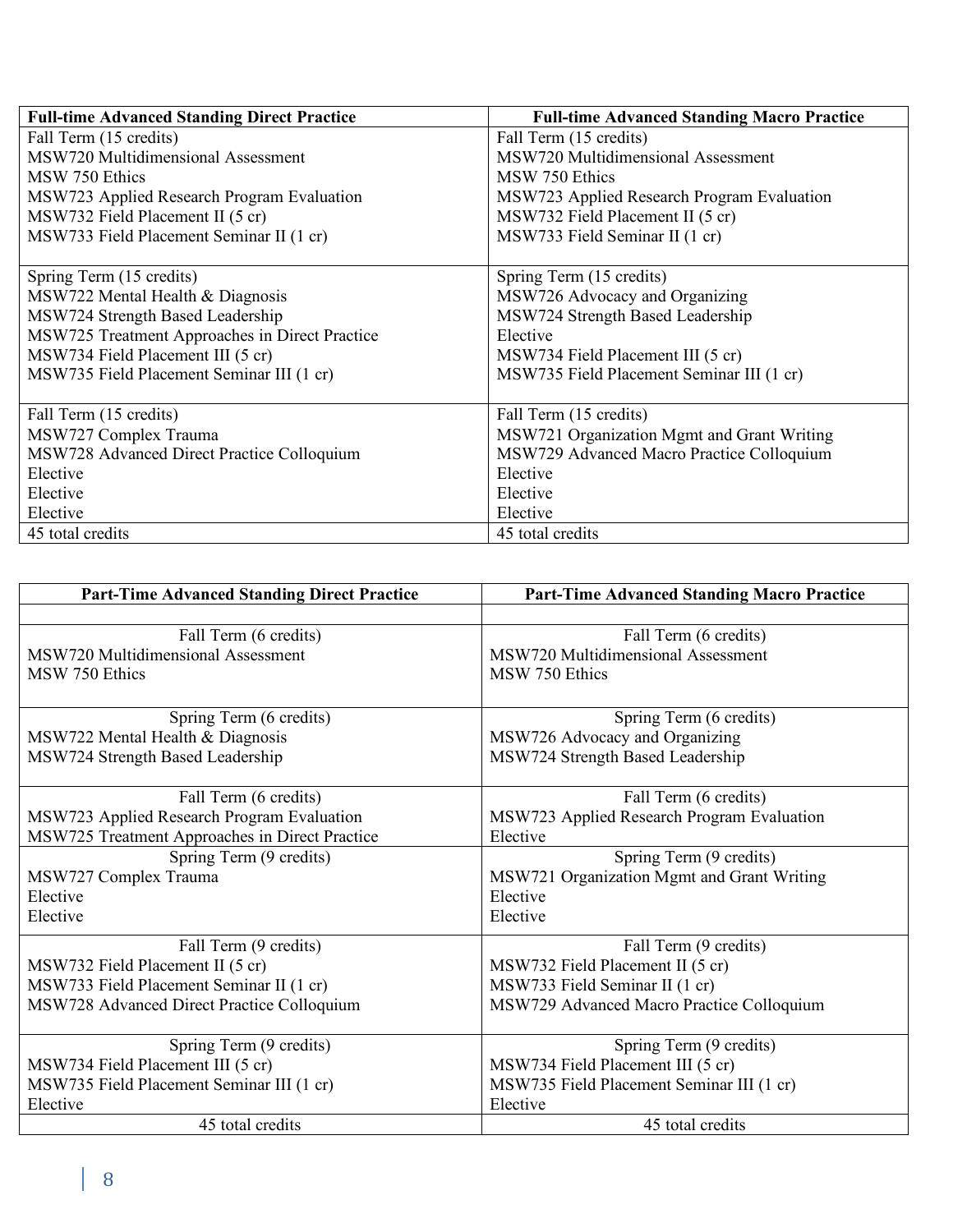| Full-time Advanced Standing Direct Practice | Full-time Advanced Standing Macro Practice |
|---|---|
| Fall Term (15 credits)<br>MSW720 Multidimensional Assessment<br>MSW 750 Ethics<br>MSW723 Applied Research Program Evaluation<br>MSW732 Field Placement II (5 cr)<br>MSW733 Field Placement Seminar II (1 cr) | Fall Term (15 credits)<br>MSW720 Multidimensional Assessment<br>MSW 750 Ethics<br>MSW723 Applied Research Program Evaluation<br>MSW732 Field Placement II (5 cr)<br>MSW733 Field Seminar II (1 cr) |
| Spring Term (15 credits)<br>MSW722 Mental Health & Diagnosis<br>MSW724 Strength Based Leadership<br>MSW725 Treatment Approaches in Direct Practice<br>MSW734 Field Placement III (5 cr)<br>MSW735 Field Placement Seminar III (1 cr) | Spring Term (15 credits)<br>MSW726 Advocacy and Organizing<br>MSW724 Strength Based Leadership<br>Elective<br>MSW734 Field Placement III (5 cr)<br>MSW735 Field Placement Seminar III (1 cr) |
| Fall Term (15 credits)<br>MSW727 Complex Trauma<br>MSW728 Advanced Direct Practice Colloquium<br>Elective<br>Elective<br>Elective | Fall Term (15 credits)<br>MSW721 Organization Mgmt and Grant Writing<br>MSW729 Advanced Macro Practice Colloquium<br>Elective<br>Elective<br>Elective |
| 45 total credits | 45 total credits |

| Part-Time Advanced Standing Direct Practice | Part-Time Advanced Standing Macro Practice |
|---|---|
| | |
| Fall Term (6 credits)<br>MSW720 Multidimensional Assessment<br>MSW 750 Ethics | Fall Term (6 credits)<br>MSW720 Multidimensional Assessment<br>MSW 750 Ethics |
| Spring Term (6 credits)<br>MSW722 Mental Health & Diagnosis<br>MSW724 Strength Based Leadership | Spring Term (6 credits)<br>MSW726 Advocacy and Organizing<br>MSW724 Strength Based Leadership |
| Fall Term (6 credits)<br>MSW723 Applied Research Program Evaluation<br>MSW725 Treatment Approaches in Direct Practice | Fall Term (6 credits)<br>MSW723 Applied Research Program Evaluation<br>Elective |
| Spring Term (9 credits)<br>MSW727 Complex Trauma<br>Elective<br>Elective | Spring Term (9 credits)<br>MSW721 Organization Mgmt and Grant Writing<br>Elective<br>Elective |
| Fall Term (9 credits)<br>MSW732 Field Placement II (5 cr)<br>MSW733 Field Placement Seminar II (1 cr)<br>MSW728 Advanced Direct Practice Colloquium | Fall Term (9 credits)<br>MSW732 Field Placement II (5 cr)<br>MSW733 Field Seminar II (1 cr)<br>MSW729 Advanced Macro Practice Colloquium |
| Spring Term (9 credits)<br>MSW734 Field Placement III (5 cr)<br>MSW735 Field Placement Seminar III (1 cr)<br>Elective | Spring Term (9 credits)<br>MSW734 Field Placement III (5 cr)<br>MSW735 Field Placement Seminar III (1 cr)<br>Elective |
| 45 total credits | 45 total credits |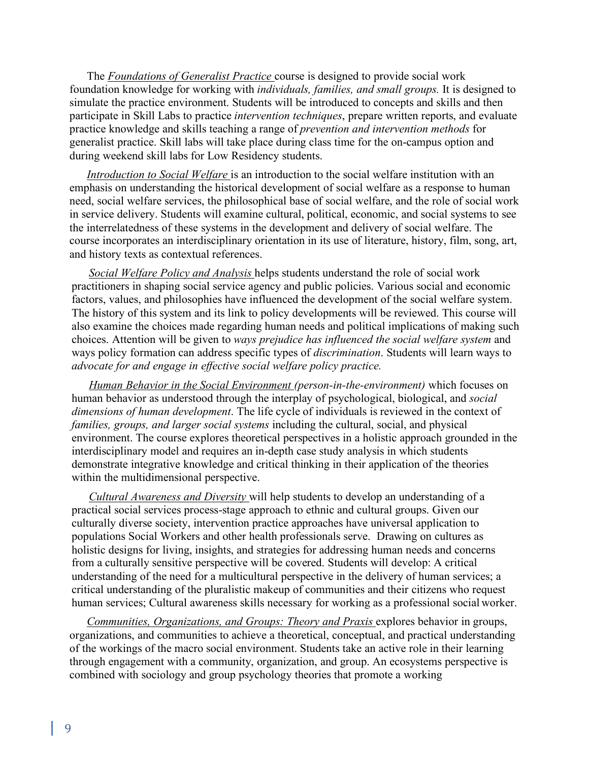The *Foundations of Generalist Practice* course is designed to provide social work foundation knowledge for working with *individuals, families, and small groups.* It is designed to simulate the practice environment. Students will be introduced to concepts and skills and then participate in Skill Labs to practice *intervention techniques*, prepare written reports, and evaluate practice knowledge and skills teaching a range of *prevention and intervention methods* for generalist practice. Skill labs will take place during class time for the on-campus option and during weekend skill labs for Low Residency students.

*Introduction to Social Welfare* is an introduction to the social welfare institution with an emphasis on understanding the historical development of social welfare as a response to human need, social welfare services, the philosophical base of social welfare, and the role of social work in service delivery. Students will examine cultural, political, economic, and social systems to see the interrelatedness of these systems in the development and delivery of social welfare. The course incorporates an interdisciplinary orientation in its use of literature, history, film, song, art, and history texts as contextual references.

*Social Welfare Policy and Analysis* helps students understand the role of social work practitioners in shaping social service agency and public policies. Various social and economic factors, values, and philosophies have influenced the development of the social welfare system. The history of this system and its link to policy developments will be reviewed. This course will also examine the choices made regarding human needs and political implications of making such choices. Attention will be given to *ways prejudice has influenced the social welfare system* and ways policy formation can address specific types of *discrimination*. Students will learn ways to *advocate for and engage in effective social welfare policy practice.*

*Human Behavior in the Social Environment (person-in-the-environment)* which focuses on human behavior as understood through the interplay of psychological, biological, and *social dimensions of human development*. The life cycle of individuals is reviewed in the context of *families, groups, and larger social systems* including the cultural, social, and physical environment. The course explores theoretical perspectives in a holistic approach grounded in the interdisciplinary model and requires an in-depth case study analysis in which students demonstrate integrative knowledge and critical thinking in their application of the theories within the multidimensional perspective.

*Cultural Awareness and Diversity* will help students to develop an understanding of a practical social services process-stage approach to ethnic and cultural groups. Given our culturally diverse society, intervention practice approaches have universal application to populations Social Workers and other health professionals serve. Drawing on cultures as holistic designs for living, insights, and strategies for addressing human needs and concerns from a culturally sensitive perspective will be covered. Students will develop: A critical understanding of the need for a multicultural perspective in the delivery of human services; a critical understanding of the pluralistic makeup of communities and their citizens who request human services; Cultural awareness skills necessary for working as a professional social worker.

*Communities, Organizations, and Groups: Theory and Praxis* explores behavior in groups, organizations, and communities to achieve a theoretical, conceptual, and practical understanding of the workings of the macro social environment. Students take an active role in their learning through engagement with a community, organization, and group. An ecosystems perspective is combined with sociology and group psychology theories that promote a working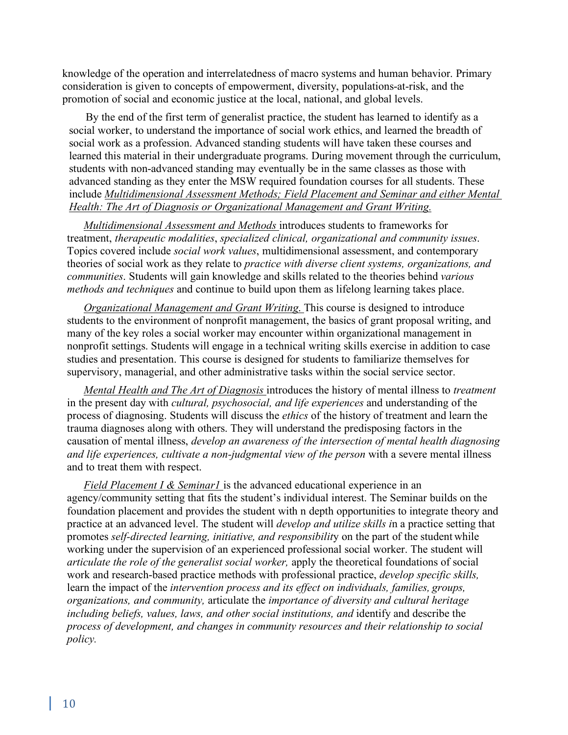knowledge of the operation and interrelatedness of macro systems and human behavior. Primary consideration is given to concepts of empowerment, diversity, populations-at-risk, and the promotion of social and economic justice at the local, national, and global levels.

By the end of the first term of generalist practice, the student has learned to identify as a social worker, to understand the importance of social work ethics, and learned the breadth of social work as a profession. Advanced standing students will have taken these courses and learned this material in their undergraduate programs. During movement through the curriculum, students with non-advanced standing may eventually be in the same classes as those with advanced standing as they enter the MSW required foundation courses for all students. These include *Multidimensional Assessment Methods; Field Placement and Seminar and either Mental Health: The Art of Diagnosis or Organizational Management and Grant Writing.*

*Multidimensional Assessment and Methods* introduces students to frameworks for treatment, *therapeutic modalities*, *specialized clinical, organizational and community issues*. Topics covered include *social work values*, multidimensional assessment, and contemporary theories of social work as they relate to *practice with diverse client systems, organizations, and communities*. Students will gain knowledge and skills related to the theories behind *various methods and techniques* and continue to build upon them as lifelong learning takes place.

*Organizational Management and Grant Writing.* This course is designed to introduce students to the environment of nonprofit management, the basics of grant proposal writing, and many of the key roles a social worker may encounter within organizational management in nonprofit settings. Students will engage in a technical writing skills exercise in addition to case studies and presentation. This course is designed for students to familiarize themselves for supervisory, managerial, and other administrative tasks within the social service sector.

*Mental Health and The Art of Diagnosis* introduces the history of mental illness to *treatment* in the present day with *cultural, psychosocial, and life experiences* and understanding of the process of diagnosing. Students will discuss the *ethics* of the history of treatment and learn the trauma diagnoses along with others. They will understand the predisposing factors in the causation of mental illness, *develop an awareness of the intersection of mental health diagnosing and life experiences, cultivate a non-judgmental view of the person* with a severe mental illness and to treat them with respect.

*Field Placement I & Seminar1* is the advanced educational experience in an agency/community setting that fits the student's individual interest. The Seminar builds on the foundation placement and provides the student with n depth opportunities to integrate theory and practice at an advanced level. The student will *develop and utilize skills i*n a practice setting that promotes *self-directed learning, initiative, and responsibilit*y on the part of the student while working under the supervision of an experienced professional social worker. The student will *articulate the role of the generalist social worker,* apply the theoretical foundations of social work and research-based practice methods with professional practice, *develop specific skills,* learn the impact of the *intervention process and its effect on individuals, families, groups, organizations, and community,* articulate the *importance of diversity and cultural heritage including beliefs, values, laws, and other social institutions, and* identify and describe the *process of development, and changes in community resources and their relationship to social policy.*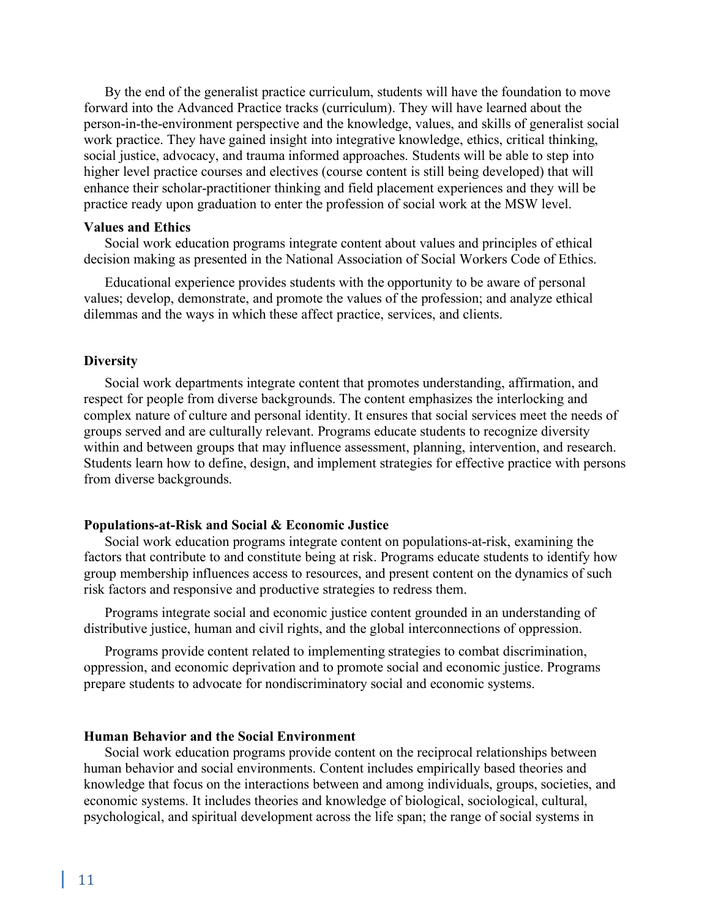By the end of the generalist practice curriculum, students will have the foundation to move forward into the Advanced Practice tracks (curriculum). They will have learned about the person-in-the-environment perspective and the knowledge, values, and skills of generalist social work practice. They have gained insight into integrative knowledge, ethics, critical thinking, social justice, advocacy, and trauma informed approaches. Students will be able to step into higher level practice courses and electives (course content is still being developed) that will enhance their scholar-practitioner thinking and field placement experiences and they will be practice ready upon graduation to enter the profession of social work at the MSW level.

**Values and Ethics**

Social work education programs integrate content about values and principles of ethical decision making as presented in the National Association of Social Workers Code of Ethics.

Educational experience provides students with the opportunity to be aware of personal values; develop, demonstrate, and promote the values of the profession; and analyze ethical dilemmas and the ways in which these affect practice, services, and clients.

**Diversity**

Social work departments integrate content that promotes understanding, affirmation, and respect for people from diverse backgrounds. The content emphasizes the interlocking and complex nature of culture and personal identity. It ensures that social services meet the needs of groups served and are culturally relevant. Programs educate students to recognize diversity within and between groups that may influence assessment, planning, intervention, and research. Students learn how to define, design, and implement strategies for effective practice with persons from diverse backgrounds.

**Populations-at-Risk and Social & Economic Justice**

Social work education programs integrate content on populations-at-risk, examining the factors that contribute to and constitute being at risk. Programs educate students to identify how group membership influences access to resources, and present content on the dynamics of such risk factors and responsive and productive strategies to redress them.

Programs integrate social and economic justice content grounded in an understanding of distributive justice, human and civil rights, and the global interconnections of oppression.

Programs provide content related to implementing strategies to combat discrimination, oppression, and economic deprivation and to promote social and economic justice. Programs prepare students to advocate for nondiscriminatory social and economic systems.

**Human Behavior and the Social Environment**

Social work education programs provide content on the reciprocal relationships between human behavior and social environments. Content includes empirically based theories and knowledge that focus on the interactions between and among individuals, groups, societies, and economic systems. It includes theories and knowledge of biological, sociological, cultural, psychological, and spiritual development across the life span; the range of social systems in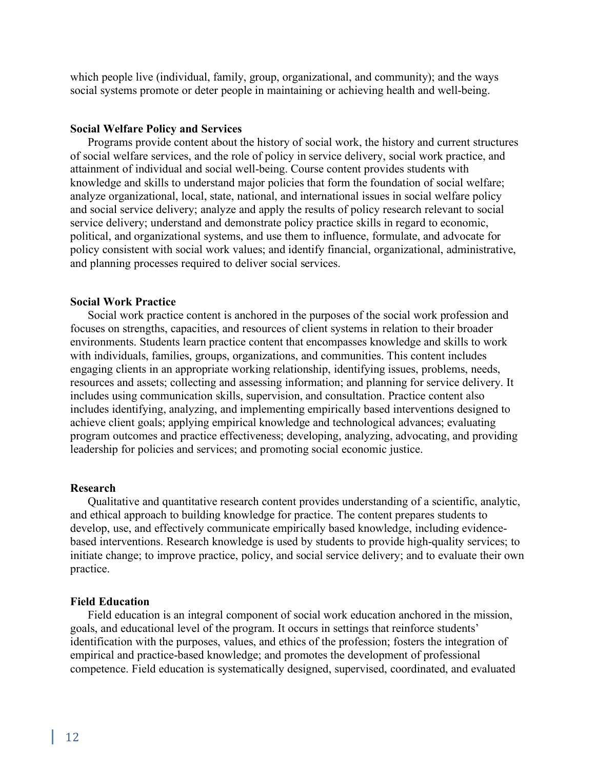which people live (individual, family, group, organizational, and community); and the ways social systems promote or deter people in maintaining or achieving health and well-being.

**Social Welfare Policy and Services**

Programs provide content about the history of social work, the history and current structures of social welfare services, and the role of policy in service delivery, social work practice, and attainment of individual and social well-being. Course content provides students with knowledge and skills to understand major policies that form the foundation of social welfare; analyze organizational, local, state, national, and international issues in social welfare policy and social service delivery; analyze and apply the results of policy research relevant to social service delivery; understand and demonstrate policy practice skills in regard to economic, political, and organizational systems, and use them to influence, formulate, and advocate for policy consistent with social work values; and identify financial, organizational, administrative, and planning processes required to deliver social services.

**Social Work Practice**

Social work practice content is anchored in the purposes of the social work profession and focuses on strengths, capacities, and resources of client systems in relation to their broader environments. Students learn practice content that encompasses knowledge and skills to work with individuals, families, groups, organizations, and communities. This content includes engaging clients in an appropriate working relationship, identifying issues, problems, needs, resources and assets; collecting and assessing information; and planning for service delivery. It includes using communication skills, supervision, and consultation. Practice content also includes identifying, analyzing, and implementing empirically based interventions designed to achieve client goals; applying empirical knowledge and technological advances; evaluating program outcomes and practice effectiveness; developing, analyzing, advocating, and providing leadership for policies and services; and promoting social economic justice.

**Research**

Qualitative and quantitative research content provides understanding of a scientific, analytic, and ethical approach to building knowledge for practice. The content prepares students to develop, use, and effectively communicate empirically based knowledge, including evidence-based interventions. Research knowledge is used by students to provide high-quality services; to initiate change; to improve practice, policy, and social service delivery; and to evaluate their own practice.

**Field Education**

Field education is an integral component of social work education anchored in the mission, goals, and educational level of the program. It occurs in settings that reinforce students' identification with the purposes, values, and ethics of the profession; fosters the integration of empirical and practice-based knowledge; and promotes the development of professional competence. Field education is systematically designed, supervised, coordinated, and evaluated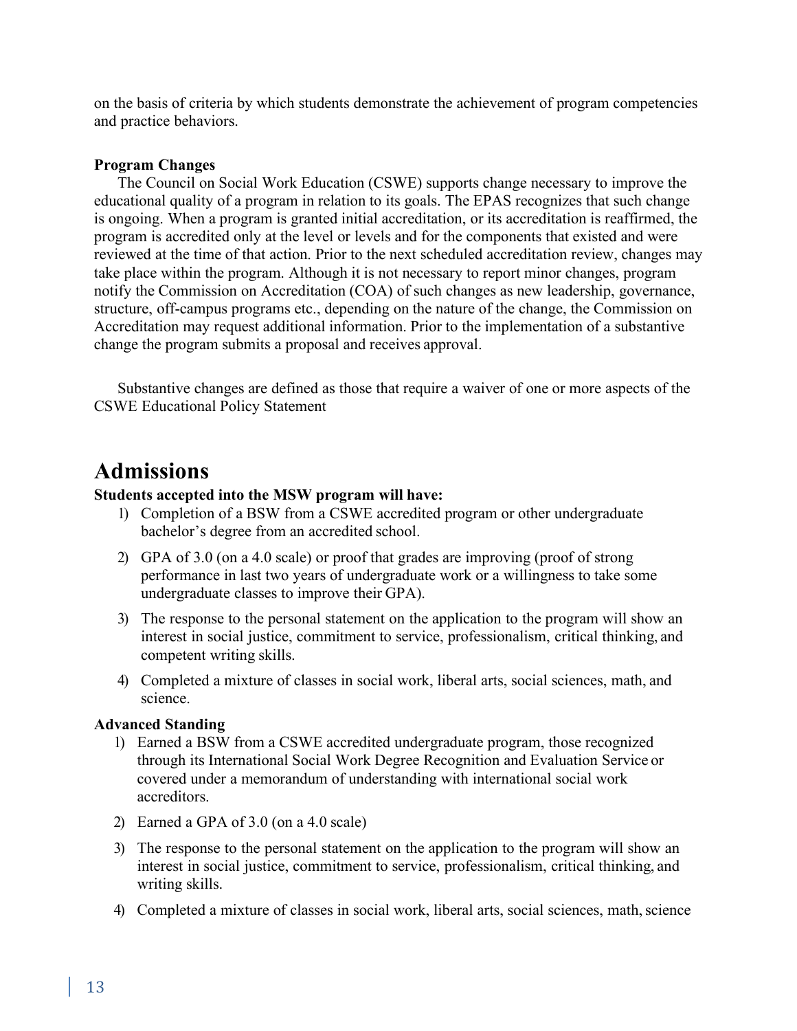on the basis of criteria by which students demonstrate the achievement of program competencies and practice behaviors.

**Program Changes**

The Council on Social Work Education (CSWE) supports change necessary to improve the educational quality of a program in relation to its goals. The EPAS recognizes that such change is ongoing. When a program is granted initial accreditation, or its accreditation is reaffirmed, the program is accredited only at the level or levels and for the components that existed and were reviewed at the time of that action. Prior to the next scheduled accreditation review, changes may take place within the program. Although it is not necessary to report minor changes, program notify the Commission on Accreditation (COA) of such changes as new leadership, governance, structure, off-campus programs etc., depending on the nature of the change, the Commission on Accreditation may request additional information. Prior to the implementation of a substantive change the program submits a proposal and receives approval.

Substantive changes are defined as those that require a waiver of one or more aspects of the CSWE Educational Policy Statement

# Admissions

**Students accepted into the MSW program will have:**

1) Completion of a BSW from a CSWE accredited program or other undergraduate bachelor's degree from an accredited school.
2) GPA of 3.0 (on a 4.0 scale) or proof that grades are improving (proof of strong performance in last two years of undergraduate work or a willingness to take some undergraduate classes to improve their GPA).
3) The response to the personal statement on the application to the program will show an interest in social justice, commitment to service, professionalism, critical thinking, and competent writing skills.
4) Completed a mixture of classes in social work, liberal arts, social sciences, math, and science.

**Advanced Standing**

1) Earned a BSW from a CSWE accredited undergraduate program, those recognized through its International Social Work Degree Recognition and Evaluation Service or covered under a memorandum of understanding with international social work accreditors.
2) Earned a GPA of 3.0 (on a 4.0 scale)
3) The response to the personal statement on the application to the program will show an interest in social justice, commitment to service, professionalism, critical thinking, and writing skills.
4) Completed a mixture of classes in social work, liberal arts, social sciences, math, science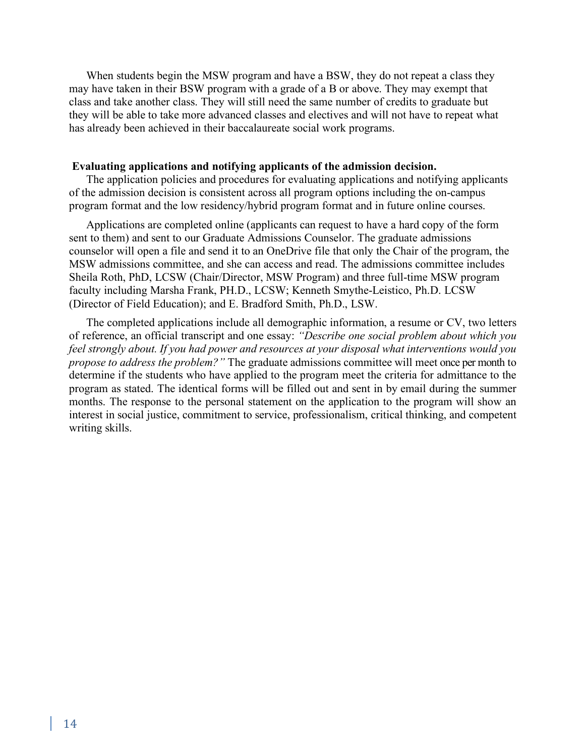When students begin the MSW program and have a BSW, they do not repeat a class they may have taken in their BSW program with a grade of a B or above. They may exempt that class and take another class. They will still need the same number of credits to graduate but they will be able to take more advanced classes and electives and will not have to repeat what has already been achieved in their baccalaureate social work programs.

**Evaluating applications and notifying applicants of the admission decision.**

The application policies and procedures for evaluating applications and notifying applicants of the admission decision is consistent across all program options including the on-campus program format and the low residency/hybrid program format and in future online courses.

Applications are completed online (applicants can request to have a hard copy of the form sent to them) and sent to our Graduate Admissions Counselor. The graduate admissions counselor will open a file and send it to an OneDrive file that only the Chair of the program, the MSW admissions committee, and she can access and read. The admissions committee includes Sheila Roth, PhD, LCSW (Chair/Director, MSW Program) and three full-time MSW program faculty including Marsha Frank, PH.D., LCSW; Kenneth Smythe-Leistico, Ph.D. LCSW (Director of Field Education); and E. Bradford Smith, Ph.D., LSW.

The completed applications include all demographic information, a resume or CV, two letters of reference, an official transcript and one essay: *"Describe one social problem about which you feel strongly about. If you had power and resources at your disposal what interventions would you propose to address the problem?"* The graduate admissions committee will meet once per month to determine if the students who have applied to the program meet the criteria for admittance to the program as stated. The identical forms will be filled out and sent in by email during the summer months. The response to the personal statement on the application to the program will show an interest in social justice, commitment to service, professionalism, critical thinking, and competent writing skills.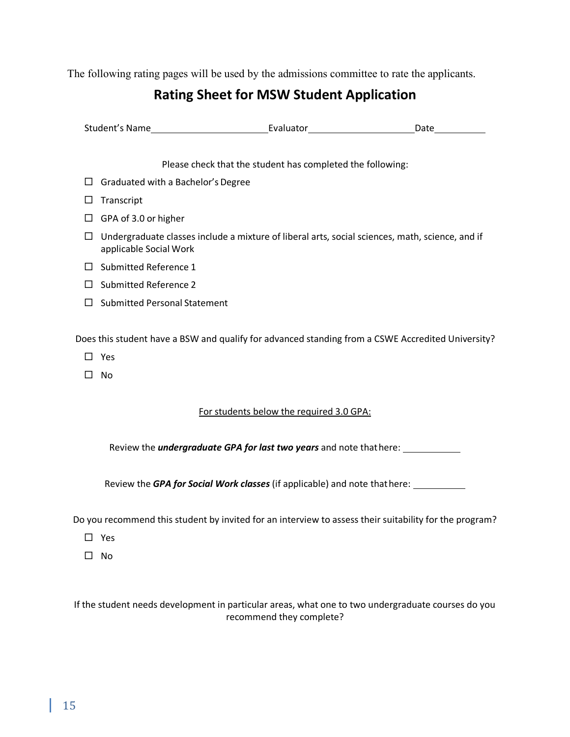The following rating pages will be used by the admissions committee to rate the applicants.

## Rating Sheet for MSW Student Application

Student's Name\_\_\_\_\_\_\_\_\_\_\_\_\_\_\_\_\_\_\_\_\_\_ Evaluator\_\_\_\_\_\_\_\_\_\_\_\_\_\_\_\_\_\_\_\_ Date\_\_\_\_\_\_\_\_\_\_

Please check that the student has completed the following:

- ☐ Graduated with a Bachelor's Degree
- ☐ Transcript
- ☐ GPA of 3.0 or higher
- ☐ Undergraduate classes include a mixture of liberal arts, social sciences, math, science, and if applicable Social Work
- ☐ Submitted Reference 1
- ☐ Submitted Reference 2
- ☐ Submitted Personal Statement

Does this student have a BSW and qualify for advanced standing from a CSWE Accredited University?

- ☐ Yes
- ☐ No

<u>For students below the required 3.0 GPA:</u>

Review the ***undergraduate GPA for last two years*** and note that here: \_\_\_\_\_\_\_\_\_\_\_

Review the ***GPA for Social Work classes*** (if applicable) and note that here: \_\_\_\_\_\_\_\_\_\_\_

Do you recommend this student by invited for an interview to assess their suitability for the program?

- ☐ Yes
- ☐ No

If the student needs development in particular areas, what one to two undergraduate courses do you recommend they complete?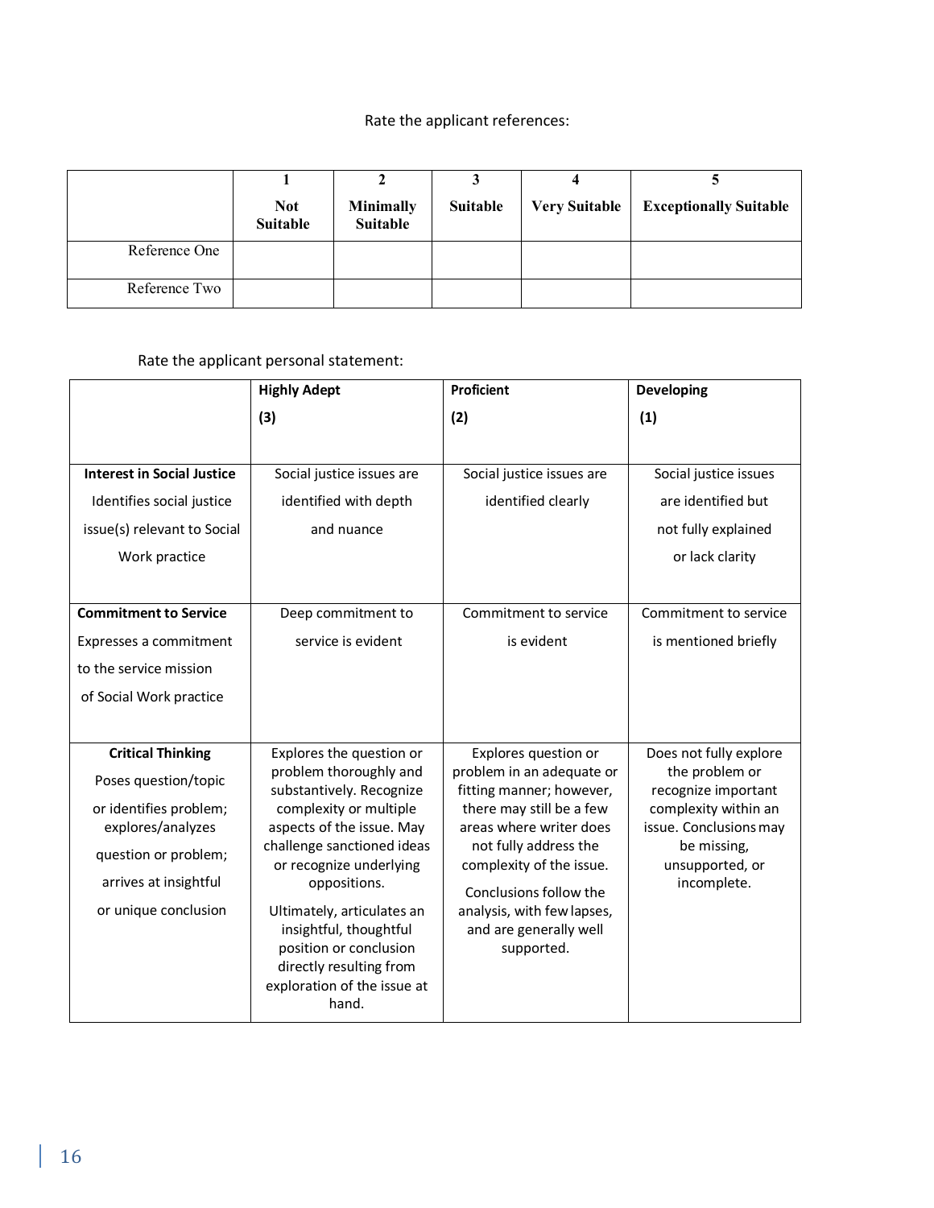Rate the applicant references:

| | 1<br>Not Suitable | 2<br>Minimally Suitable | 3<br>Suitable | 4<br>Very Suitable | 5<br>Exceptionally Suitable |
|---|---|---|---|---|---|
| Reference One | | | | | |
| Reference Two | | | | | |

Rate the applicant personal statement:

| | **Highly Adept**<br>**(3)** | **Proficient**<br>**(2)** | **Developing**<br>**(1)** |
|---|---|---|---|
| **Interest in Social Justice**<br>Identifies social justice issue(s) relevant to Social Work practice | Social justice issues are identified with depth and nuance | Social justice issues are identified clearly | Social justice issues are identified but not fully explained or lack clarity |
| **Commitment to Service**<br>Expresses a commitment to the service mission of Social Work practice | Deep commitment to service is evident | Commitment to service is evident | Commitment to service is mentioned briefly |
| **Critical Thinking**<br>Poses question/topic or identifies problem; explores/analyzes question or problem; arrives at insightful or unique conclusion | Explores the question or problem thoroughly and substantively. Recognize complexity or multiple aspects of the issue. May challenge sanctioned ideas or recognize underlying oppositions.<br>Ultimately, articulates an insightful, thoughtful position or conclusion directly resulting from exploration of the issue at hand. | Explores question or problem in an adequate or fitting manner; however, there may still be a few areas where writer does not fully address the complexity of the issue.<br>Conclusions follow the analysis, with few lapses, and are generally well supported. | Does not fully explore the problem or recognize important complexity within an issue. Conclusions may be missing, unsupported, or incomplete. |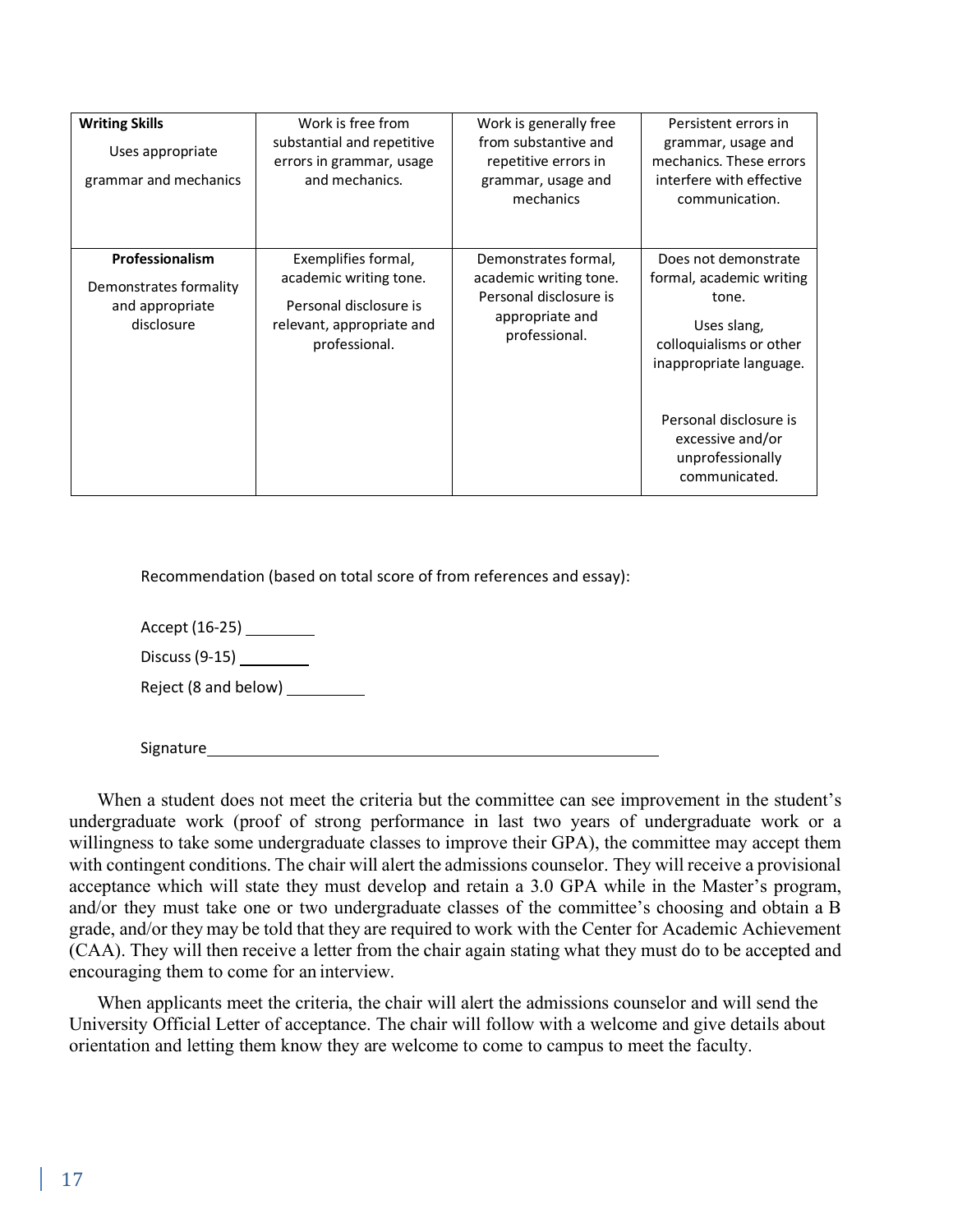| **Writing Skills** Uses appropriate grammar and mechanics | Work is free from substantial and repetitive errors in grammar, usage and mechanics. | Work is generally free from substantive and repetitive errors in grammar, usage and mechanics | Persistent errors in grammar, usage and mechanics. These errors interfere with effective communication. |
|---|---|---|---|
| **Professionalism** Demonstrates formality and appropriate disclosure | Exemplifies formal, academic writing tone. Personal disclosure is relevant, appropriate and professional. | Demonstrates formal, academic writing tone. Personal disclosure is appropriate and professional. | Does not demonstrate formal, academic writing tone. Uses slang, colloquialisms or other inappropriate language. Personal disclosure is excessive and/or unprofessionally communicated. |

Recommendation (based on total score of from references and essay):

Accept (16-25) ________

Discuss (9-15) ________

Reject (8 and below) ________

Signature ____________________________________________________

When a student does not meet the criteria but the committee can see improvement in the student's undergraduate work (proof of strong performance in last two years of undergraduate work or a willingness to take some undergraduate classes to improve their GPA), the committee may accept them with contingent conditions. The chair will alert the admissions counselor. They will receive a provisional acceptance which will state they must develop and retain a 3.0 GPA while in the Master's program, and/or they must take one or two undergraduate classes of the committee's choosing and obtain a B grade, and/or they may be told that they are required to work with the Center for Academic Achievement (CAA). They will then receive a letter from the chair again stating what they must do to be accepted and encouraging them to come for an interview.

When applicants meet the criteria, the chair will alert the admissions counselor and will send the University Official Letter of acceptance. The chair will follow with a welcome and give details about orientation and letting them know they are welcome to come to campus to meet the faculty.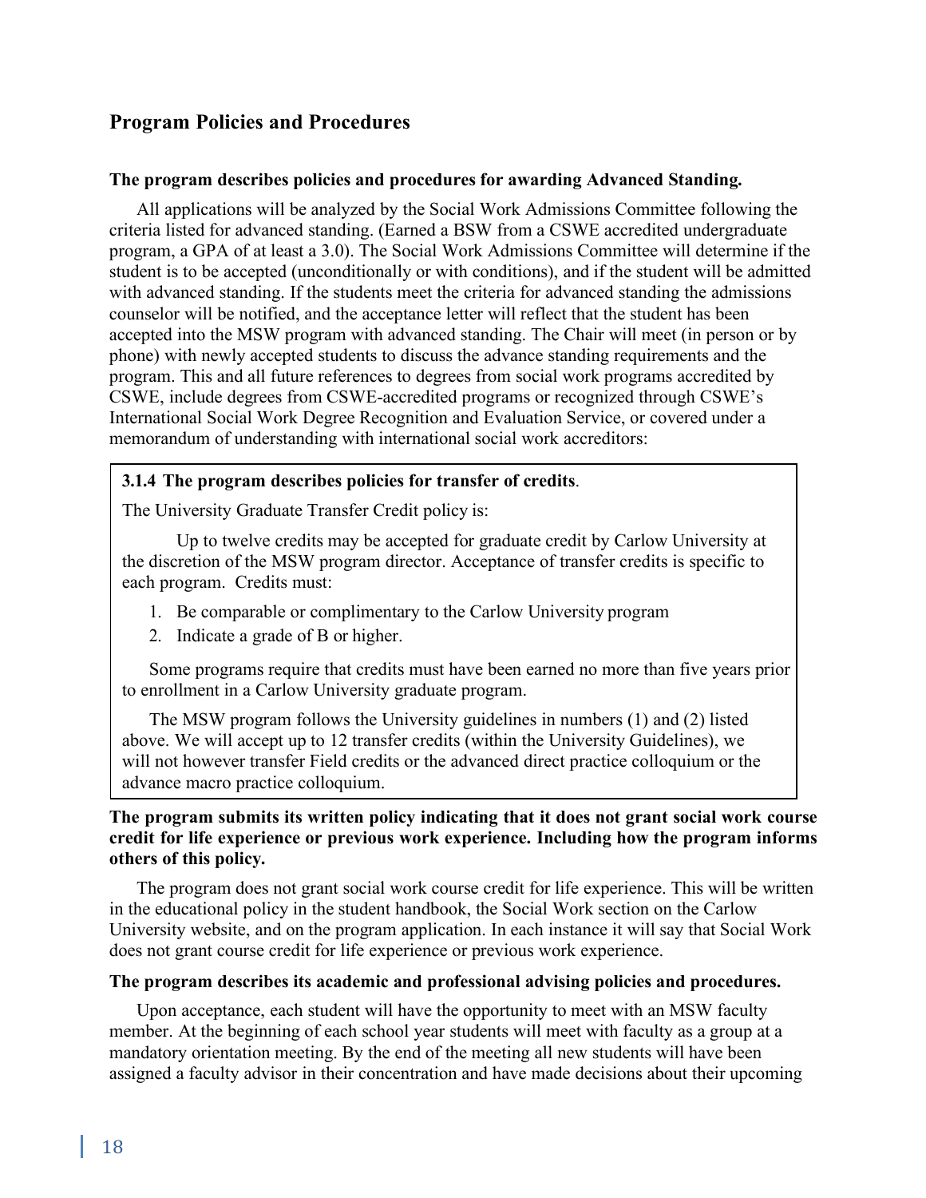## Program Policies and Procedures

**The program describes policies and procedures for awarding Advanced Standing.**

All applications will be analyzed by the Social Work Admissions Committee following the criteria listed for advanced standing. (Earned a BSW from a CSWE accredited undergraduate program, a GPA of at least a 3.0). The Social Work Admissions Committee will determine if the student is to be accepted (unconditionally or with conditions), and if the student will be admitted with advanced standing. If the students meet the criteria for advanced standing the admissions counselor will be notified, and the acceptance letter will reflect that the student has been accepted into the MSW program with advanced standing. The Chair will meet (in person or by phone) with newly accepted students to discuss the advance standing requirements and the program. This and all future references to degrees from social work programs accredited by CSWE, include degrees from CSWE-accredited programs or recognized through CSWE's International Social Work Degree Recognition and Evaluation Service, or covered under a memorandum of understanding with international social work accreditors:

**3.1.4 The program describes policies for transfer of credits**.

The University Graduate Transfer Credit policy is:

Up to twelve credits may be accepted for graduate credit by Carlow University at the discretion of the MSW program director. Acceptance of transfer credits is specific to each program. Credits must:

1. Be comparable or complimentary to the Carlow University program
2. Indicate a grade of B or higher.

Some programs require that credits must have been earned no more than five years prior to enrollment in a Carlow University graduate program.

The MSW program follows the University guidelines in numbers (1) and (2) listed above. We will accept up to 12 transfer credits (within the University Guidelines), we will not however transfer Field credits or the advanced direct practice colloquium or the advance macro practice colloquium.

**The program submits its written policy indicating that it does not grant social work course credit for life experience or previous work experience. Including how the program informs others of this policy.**

The program does not grant social work course credit for life experience. This will be written in the educational policy in the student handbook, the Social Work section on the Carlow University website, and on the program application. In each instance it will say that Social Work does not grant course credit for life experience or previous work experience.

**The program describes its academic and professional advising policies and procedures.**

Upon acceptance, each student will have the opportunity to meet with an MSW faculty member. At the beginning of each school year students will meet with faculty as a group at a mandatory orientation meeting. By the end of the meeting all new students will have been assigned a faculty advisor in their concentration and have made decisions about their upcoming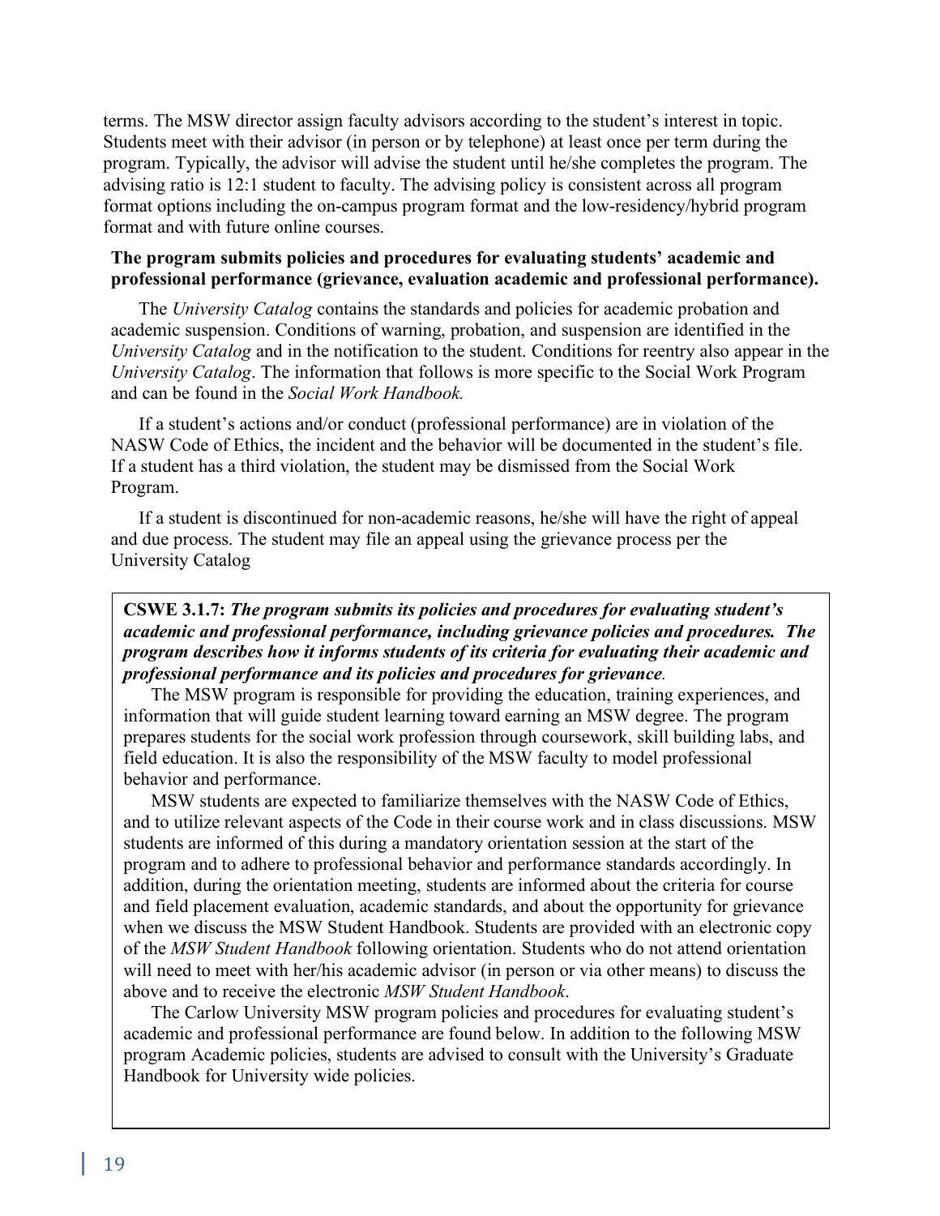terms. The MSW director assign faculty advisors according to the student's interest in topic. Students meet with their advisor (in person or by telephone) at least once per term during the program. Typically, the advisor will advise the student until he/she completes the program. The advising ratio is 12:1 student to faculty. The advising policy is consistent across all program format options including the on-campus program format and the low-residency/hybrid program format and with future online courses.

**The program submits policies and procedures for evaluating students' academic and professional performance (grievance, evaluation academic and professional performance).**

The *University Catalog* contains the standards and policies for academic probation and academic suspension. Conditions of warning, probation, and suspension are identified in the *University Catalog* and in the notification to the student. Conditions for reentry also appear in the *University Catalog*. The information that follows is more specific to the Social Work Program and can be found in the *Social Work Handbook.*

If a student's actions and/or conduct (professional performance) are in violation of the NASW Code of Ethics, the incident and the behavior will be documented in the student's file. If a student has a third violation, the student may be dismissed from the Social Work Program.

If a student is discontinued for non-academic reasons, he/she will have the right of appeal and due process. The student may file an appeal using the grievance process per the University Catalog

**CSWE 3.1.7:** ***The program submits its policies and procedures for evaluating student's academic and professional performance, including grievance policies and procedures. The program describes how it informs students of its criteria for evaluating their academic and professional performance and its policies and procedures for grievance.***

The MSW program is responsible for providing the education, training experiences, and information that will guide student learning toward earning an MSW degree. The program prepares students for the social work profession through coursework, skill building labs, and field education. It is also the responsibility of the MSW faculty to model professional behavior and performance.

MSW students are expected to familiarize themselves with the NASW Code of Ethics, and to utilize relevant aspects of the Code in their course work and in class discussions. MSW students are informed of this during a mandatory orientation session at the start of the program and to adhere to professional behavior and performance standards accordingly. In addition, during the orientation meeting, students are informed about the criteria for course and field placement evaluation, academic standards, and about the opportunity for grievance when we discuss the MSW Student Handbook. Students are provided with an electronic copy of the *MSW Student Handbook* following orientation. Students who do not attend orientation will need to meet with her/his academic advisor (in person or via other means) to discuss the above and to receive the electronic *MSW Student Handbook*.

The Carlow University MSW program policies and procedures for evaluating student's academic and professional performance are found below. In addition to the following MSW program Academic policies, students are advised to consult with the University's Graduate Handbook for University wide policies.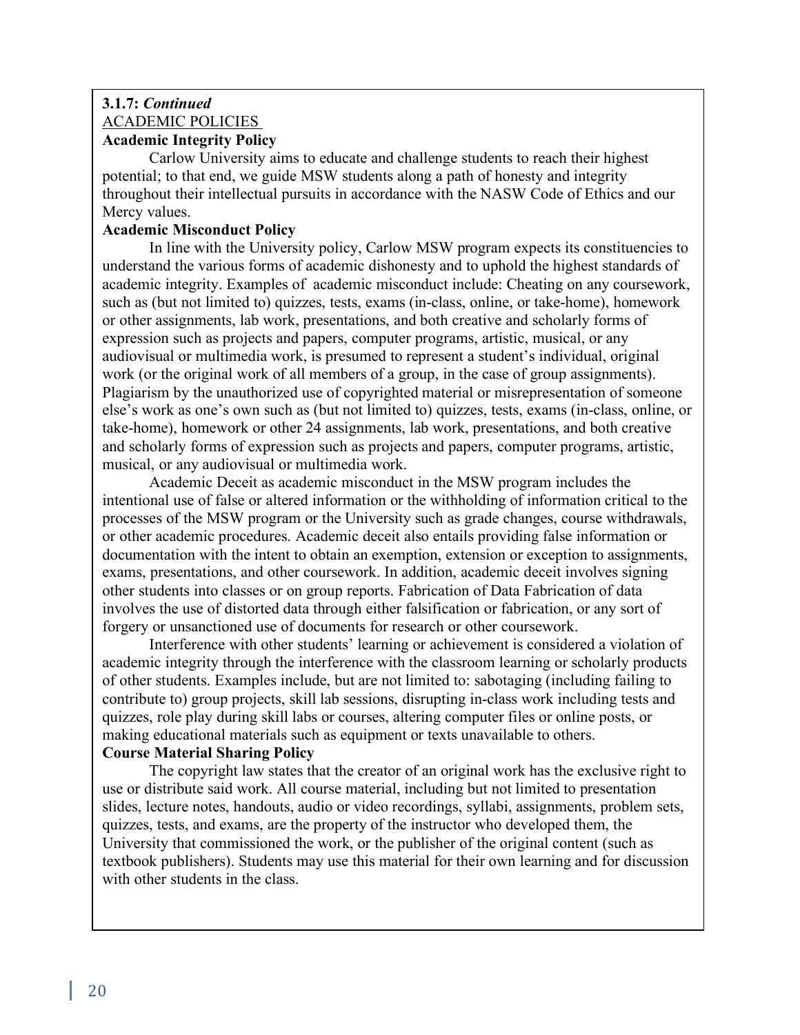**3.1.7:** ***Continued***

<u>ACADEMIC POLICIES</u>

**Academic Integrity Policy**

Carlow University aims to educate and challenge students to reach their highest potential; to that end, we guide MSW students along a path of honesty and integrity throughout their intellectual pursuits in accordance with the NASW Code of Ethics and our Mercy values.

**Academic Misconduct Policy**

In line with the University policy, Carlow MSW program expects its constituencies to understand the various forms of academic dishonesty and to uphold the highest standards of academic integrity. Examples of academic misconduct include: Cheating on any coursework, such as (but not limited to) quizzes, tests, exams (in-class, online, or take-home), homework or other assignments, lab work, presentations, and both creative and scholarly forms of expression such as projects and papers, computer programs, artistic, musical, or any audiovisual or multimedia work, is presumed to represent a student's individual, original work (or the original work of all members of a group, in the case of group assignments). Plagiarism by the unauthorized use of copyrighted material or misrepresentation of someone else's work as one's own such as (but not limited to) quizzes, tests, exams (in-class, online, or take-home), homework or other 24 assignments, lab work, presentations, and both creative and scholarly forms of expression such as projects and papers, computer programs, artistic, musical, or any audiovisual or multimedia work.

Academic Deceit as academic misconduct in the MSW program includes the intentional use of false or altered information or the withholding of information critical to the processes of the MSW program or the University such as grade changes, course withdrawals, or other academic procedures. Academic deceit also entails providing false information or documentation with the intent to obtain an exemption, extension or exception to assignments, exams, presentations, and other coursework. In addition, academic deceit involves signing other students into classes or on group reports. Fabrication of Data Fabrication of data involves the use of distorted data through either falsification or fabrication, or any sort of forgery or unsanctioned use of documents for research or other coursework.

Interference with other students' learning or achievement is considered a violation of academic integrity through the interference with the classroom learning or scholarly products of other students. Examples include, but are not limited to: sabotaging (including failing to contribute to) group projects, skill lab sessions, disrupting in-class work including tests and quizzes, role play during skill labs or courses, altering computer files or online posts, or making educational materials such as equipment or texts unavailable to others.

**Course Material Sharing Policy**

The copyright law states that the creator of an original work has the exclusive right to use or distribute said work. All course material, including but not limited to presentation slides, lecture notes, handouts, audio or video recordings, syllabi, assignments, problem sets, quizzes, tests, and exams, are the property of the instructor who developed them, the University that commissioned the work, or the publisher of the original content (such as textbook publishers). Students may use this material for their own learning and for discussion with other students in the class.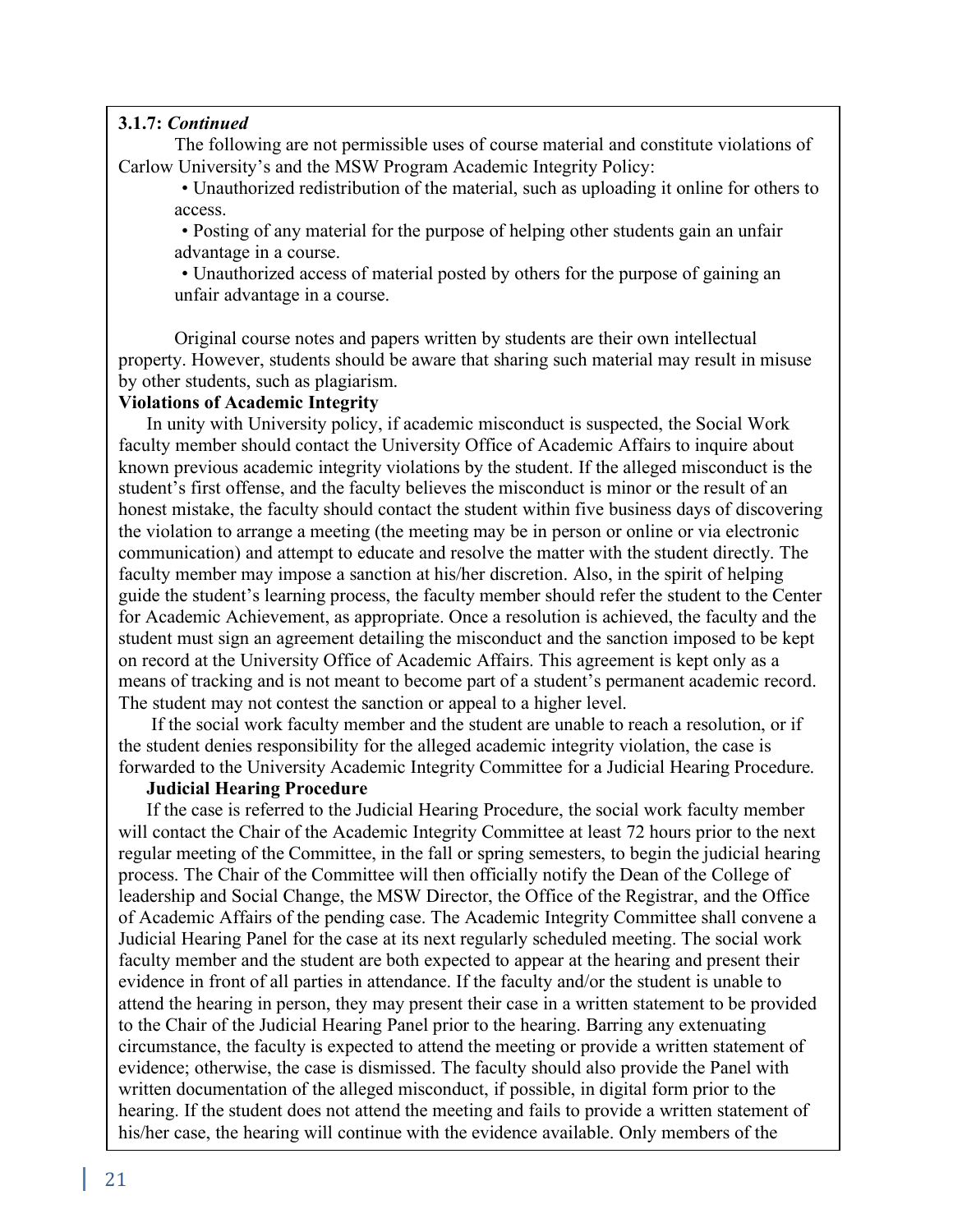**3.1.7:** ***Continued***

The following are not permissible uses of course material and constitute violations of Carlow University's and the MSW Program Academic Integrity Policy:

- Unauthorized redistribution of the material, such as uploading it online for others to access.
- Posting of any material for the purpose of helping other students gain an unfair advantage in a course.
- Unauthorized access of material posted by others for the purpose of gaining an unfair advantage in a course.

Original course notes and papers written by students are their own intellectual property. However, students should be aware that sharing such material may result in misuse by other students, such as plagiarism.

**Violations of Academic Integrity**

In unity with University policy, if academic misconduct is suspected, the Social Work faculty member should contact the University Office of Academic Affairs to inquire about known previous academic integrity violations by the student. If the alleged misconduct is the student's first offense, and the faculty believes the misconduct is minor or the result of an honest mistake, the faculty should contact the student within five business days of discovering the violation to arrange a meeting (the meeting may be in person or online or via electronic communication) and attempt to educate and resolve the matter with the student directly. The faculty member may impose a sanction at his/her discretion. Also, in the spirit of helping guide the student's learning process, the faculty member should refer the student to the Center for Academic Achievement, as appropriate. Once a resolution is achieved, the faculty and the student must sign an agreement detailing the misconduct and the sanction imposed to be kept on record at the University Office of Academic Affairs. This agreement is kept only as a means of tracking and is not meant to become part of a student's permanent academic record. The student may not contest the sanction or appeal to a higher level.

If the social work faculty member and the student are unable to reach a resolution, or if the student denies responsibility for the alleged academic integrity violation, the case is forwarded to the University Academic Integrity Committee for a Judicial Hearing Procedure.

**Judicial Hearing Procedure**

If the case is referred to the Judicial Hearing Procedure, the social work faculty member will contact the Chair of the Academic Integrity Committee at least 72 hours prior to the next regular meeting of the Committee, in the fall or spring semesters, to begin the judicial hearing process. The Chair of the Committee will then officially notify the Dean of the College of leadership and Social Change, the MSW Director, the Office of the Registrar, and the Office of Academic Affairs of the pending case. The Academic Integrity Committee shall convene a Judicial Hearing Panel for the case at its next regularly scheduled meeting. The social work faculty member and the student are both expected to appear at the hearing and present their evidence in front of all parties in attendance. If the faculty and/or the student is unable to attend the hearing in person, they may present their case in a written statement to be provided to the Chair of the Judicial Hearing Panel prior to the hearing. Barring any extenuating circumstance, the faculty is expected to attend the meeting or provide a written statement of evidence; otherwise, the case is dismissed. The faculty should also provide the Panel with written documentation of the alleged misconduct, if possible, in digital form prior to the hearing. If the student does not attend the meeting and fails to provide a written statement of his/her case, the hearing will continue with the evidence available. Only members of the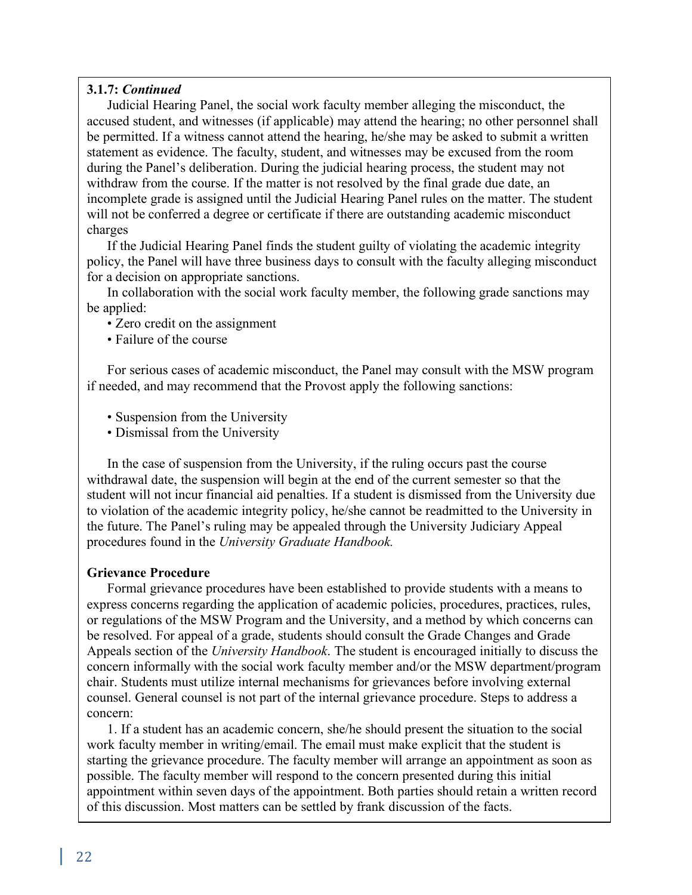**3.1.7: *Continued***

Judicial Hearing Panel, the social work faculty member alleging the misconduct, the accused student, and witnesses (if applicable) may attend the hearing; no other personnel shall be permitted. If a witness cannot attend the hearing, he/she may be asked to submit a written statement as evidence. The faculty, student, and witnesses may be excused from the room during the Panel's deliberation. During the judicial hearing process, the student may not withdraw from the course. If the matter is not resolved by the final grade due date, an incomplete grade is assigned until the Judicial Hearing Panel rules on the matter. The student will not be conferred a degree or certificate if there are outstanding academic misconduct charges

If the Judicial Hearing Panel finds the student guilty of violating the academic integrity policy, the Panel will have three business days to consult with the faculty alleging misconduct for a decision on appropriate sanctions.

In collaboration with the social work faculty member, the following grade sanctions may be applied:

- Zero credit on the assignment
- Failure of the course

For serious cases of academic misconduct, the Panel may consult with the MSW program if needed, and may recommend that the Provost apply the following sanctions:

- Suspension from the University
- Dismissal from the University

In the case of suspension from the University, if the ruling occurs past the course withdrawal date, the suspension will begin at the end of the current semester so that the student will not incur financial aid penalties. If a student is dismissed from the University due to violation of the academic integrity policy, he/she cannot be readmitted to the University in the future. The Panel's ruling may be appealed through the University Judiciary Appeal procedures found in the *University Graduate Handbook.*

**Grievance Procedure**

Formal grievance procedures have been established to provide students with a means to express concerns regarding the application of academic policies, procedures, practices, rules, or regulations of the MSW Program and the University, and a method by which concerns can be resolved. For appeal of a grade, students should consult the Grade Changes and Grade Appeals section of the *University Handbook*. The student is encouraged initially to discuss the concern informally with the social work faculty member and/or the MSW department/program chair. Students must utilize internal mechanisms for grievances before involving external counsel. General counsel is not part of the internal grievance procedure. Steps to address a concern:

1. If a student has an academic concern, she/he should present the situation to the social work faculty member in writing/email. The email must make explicit that the student is starting the grievance procedure. The faculty member will arrange an appointment as soon as possible. The faculty member will respond to the concern presented during this initial appointment within seven days of the appointment. Both parties should retain a written record of this discussion. Most matters can be settled by frank discussion of the facts.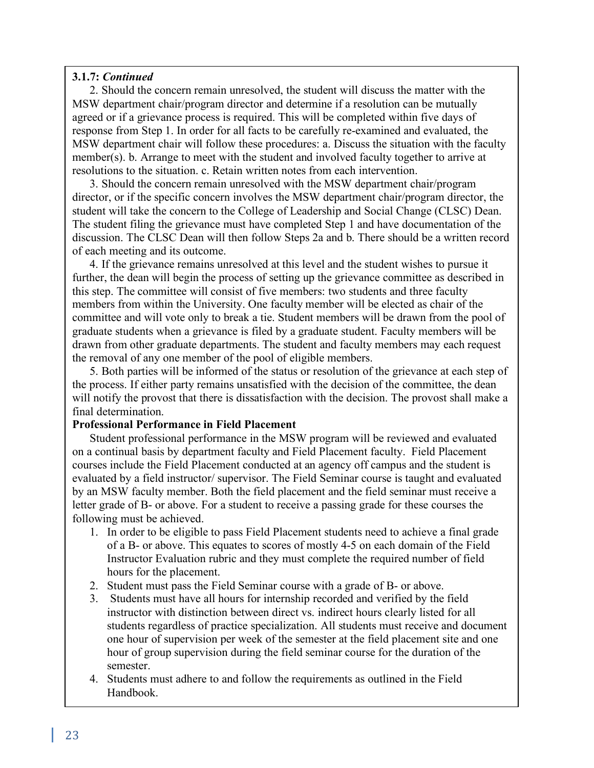**3.1.7:** ***Continued***

2. Should the concern remain unresolved, the student will discuss the matter with the MSW department chair/program director and determine if a resolution can be mutually agreed or if a grievance process is required. This will be completed within five days of response from Step 1. In order for all facts to be carefully re-examined and evaluated, the MSW department chair will follow these procedures: a. Discuss the situation with the faculty member(s). b. Arrange to meet with the student and involved faculty together to arrive at resolutions to the situation. c. Retain written notes from each intervention.

3. Should the concern remain unresolved with the MSW department chair/program director, or if the specific concern involves the MSW department chair/program director, the student will take the concern to the College of Leadership and Social Change (CLSC) Dean. The student filing the grievance must have completed Step 1 and have documentation of the discussion. The CLSC Dean will then follow Steps 2a and b. There should be a written record of each meeting and its outcome.

4. If the grievance remains unresolved at this level and the student wishes to pursue it further, the dean will begin the process of setting up the grievance committee as described in this step. The committee will consist of five members: two students and three faculty members from within the University. One faculty member will be elected as chair of the committee and will vote only to break a tie. Student members will be drawn from the pool of graduate students when a grievance is filed by a graduate student. Faculty members will be drawn from other graduate departments. The student and faculty members may each request the removal of any one member of the pool of eligible members.

5. Both parties will be informed of the status or resolution of the grievance at each step of the process. If either party remains unsatisfied with the decision of the committee, the dean will notify the provost that there is dissatisfaction with the decision. The provost shall make a final determination.

**Professional Performance in Field Placement**

Student professional performance in the MSW program will be reviewed and evaluated on a continual basis by department faculty and Field Placement faculty. Field Placement courses include the Field Placement conducted at an agency off campus and the student is evaluated by a field instructor/ supervisor. The Field Seminar course is taught and evaluated by an MSW faculty member. Both the field placement and the field seminar must receive a letter grade of B- or above. For a student to receive a passing grade for these courses the following must be achieved.

1. In order to be eligible to pass Field Placement students need to achieve a final grade of a B- or above. This equates to scores of mostly 4-5 on each domain of the Field Instructor Evaluation rubric and they must complete the required number of field hours for the placement.
2. Student must pass the Field Seminar course with a grade of B- or above.
3. Students must have all hours for internship recorded and verified by the field instructor with distinction between direct vs. indirect hours clearly listed for all students regardless of practice specialization. All students must receive and document one hour of supervision per week of the semester at the field placement site and one hour of group supervision during the field seminar course for the duration of the semester.
4. Students must adhere to and follow the requirements as outlined in the Field Handbook.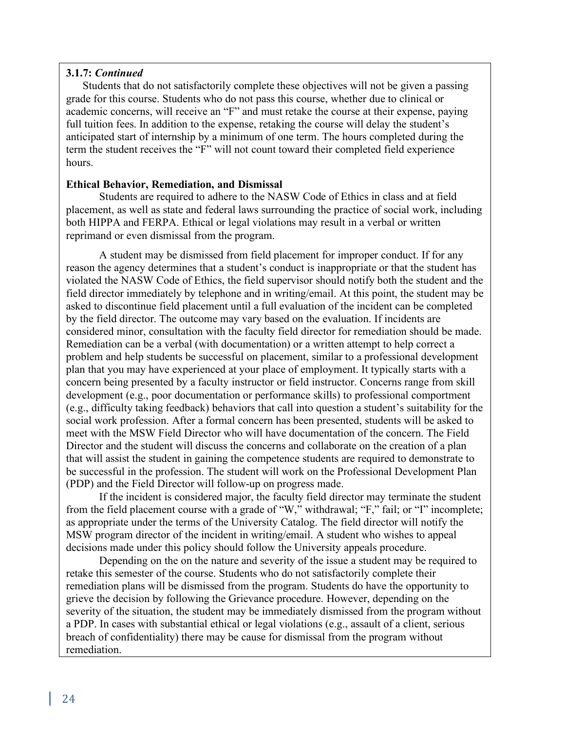**3.1.7:** ***Continued***

Students that do not satisfactorily complete these objectives will not be given a passing grade for this course. Students who do not pass this course, whether due to clinical or academic concerns, will receive an "F" and must retake the course at their expense, paying full tuition fees. In addition to the expense, retaking the course will delay the student's anticipated start of internship by a minimum of one term. The hours completed during the term the student receives the "F" will not count toward their completed field experience hours.

**Ethical Behavior, Remediation, and Dismissal**

Students are required to adhere to the NASW Code of Ethics in class and at field placement, as well as state and federal laws surrounding the practice of social work, including both HIPPA and FERPA. Ethical or legal violations may result in a verbal or written reprimand or even dismissal from the program.

A student may be dismissed from field placement for improper conduct. If for any reason the agency determines that a student's conduct is inappropriate or that the student has violated the NASW Code of Ethics, the field supervisor should notify both the student and the field director immediately by telephone and in writing/email. At this point, the student may be asked to discontinue field placement until a full evaluation of the incident can be completed by the field director. The outcome may vary based on the evaluation. If incidents are considered minor, consultation with the faculty field director for remediation should be made. Remediation can be a verbal (with documentation) or a written attempt to help correct a problem and help students be successful on placement, similar to a professional development plan that you may have experienced at your place of employment. It typically starts with a concern being presented by a faculty instructor or field instructor. Concerns range from skill development (e.g., poor documentation or performance skills) to professional comportment (e.g., difficulty taking feedback) behaviors that call into question a student's suitability for the social work profession. After a formal concern has been presented, students will be asked to meet with the MSW Field Director who will have documentation of the concern. The Field Director and the student will discuss the concerns and collaborate on the creation of a plan that will assist the student in gaining the competence students are required to demonstrate to be successful in the profession. The student will work on the Professional Development Plan (PDP) and the Field Director will follow-up on progress made.

If the incident is considered major, the faculty field director may terminate the student from the field placement course with a grade of "W," withdrawal; "F," fail; or "I" incomplete; as appropriate under the terms of the University Catalog. The field director will notify the MSW program director of the incident in writing/email. A student who wishes to appeal decisions made under this policy should follow the University appeals procedure.

Depending on the on the nature and severity of the issue a student may be required to retake this semester of the course. Students who do not satisfactorily complete their remediation plans will be dismissed from the program. Students do have the opportunity to grieve the decision by following the Grievance procedure. However, depending on the severity of the situation, the student may be immediately dismissed from the program without a PDP. In cases with substantial ethical or legal violations (e.g., assault of a client, serious breach of confidentiality) there may be cause for dismissal from the program without remediation.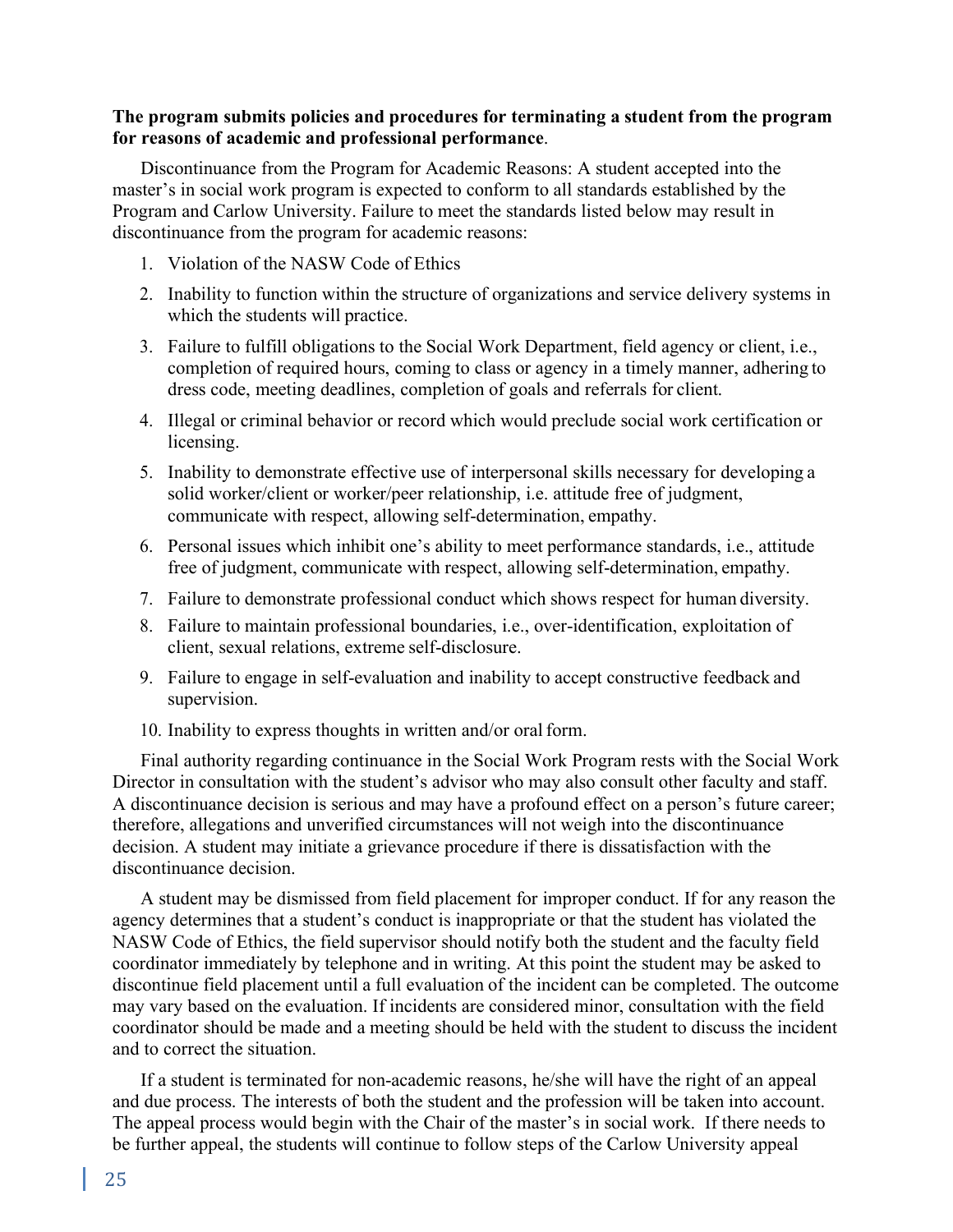**The program submits policies and procedures for terminating a student from the program for reasons of academic and professional performance**.

Discontinuance from the Program for Academic Reasons: A student accepted into the master's in social work program is expected to conform to all standards established by the Program and Carlow University. Failure to meet the standards listed below may result in discontinuance from the program for academic reasons:

1. Violation of the NASW Code of Ethics
2. Inability to function within the structure of organizations and service delivery systems in which the students will practice.
3. Failure to fulfill obligations to the Social Work Department, field agency or client, i.e., completion of required hours, coming to class or agency in a timely manner, adhering to dress code, meeting deadlines, completion of goals and referrals for client.
4. Illegal or criminal behavior or record which would preclude social work certification or licensing.
5. Inability to demonstrate effective use of interpersonal skills necessary for developing a solid worker/client or worker/peer relationship, i.e. attitude free of judgment, communicate with respect, allowing self-determination, empathy.
6. Personal issues which inhibit one's ability to meet performance standards, i.e., attitude free of judgment, communicate with respect, allowing self-determination, empathy.
7. Failure to demonstrate professional conduct which shows respect for human diversity.
8. Failure to maintain professional boundaries, i.e., over-identification, exploitation of client, sexual relations, extreme self-disclosure.
9. Failure to engage in self-evaluation and inability to accept constructive feedback and supervision.
10. Inability to express thoughts in written and/or oral form.

Final authority regarding continuance in the Social Work Program rests with the Social Work Director in consultation with the student's advisor who may also consult other faculty and staff. A discontinuance decision is serious and may have a profound effect on a person's future career; therefore, allegations and unverified circumstances will not weigh into the discontinuance decision. A student may initiate a grievance procedure if there is dissatisfaction with the discontinuance decision.

A student may be dismissed from field placement for improper conduct. If for any reason the agency determines that a student's conduct is inappropriate or that the student has violated the NASW Code of Ethics, the field supervisor should notify both the student and the faculty field coordinator immediately by telephone and in writing. At this point the student may be asked to discontinue field placement until a full evaluation of the incident can be completed. The outcome may vary based on the evaluation. If incidents are considered minor, consultation with the field coordinator should be made and a meeting should be held with the student to discuss the incident and to correct the situation.

If a student is terminated for non-academic reasons, he/she will have the right of an appeal and due process. The interests of both the student and the profession will be taken into account. The appeal process would begin with the Chair of the master's in social work. If there needs to be further appeal, the students will continue to follow steps of the Carlow University appeal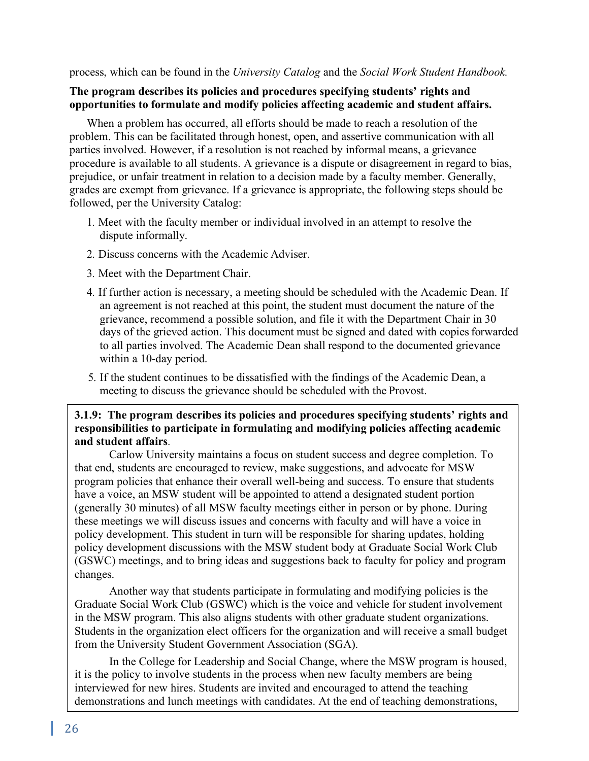process, which can be found in the *University Catalog* and the *Social Work Student Handbook.*

**The program describes its policies and procedures specifying students' rights and opportunities to formulate and modify policies affecting academic and student affairs.**

When a problem has occurred, all efforts should be made to reach a resolution of the problem. This can be facilitated through honest, open, and assertive communication with all parties involved. However, if a resolution is not reached by informal means, a grievance procedure is available to all students. A grievance is a dispute or disagreement in regard to bias, prejudice, or unfair treatment in relation to a decision made by a faculty member. Generally, grades are exempt from grievance. If a grievance is appropriate, the following steps should be followed, per the University Catalog:

1. Meet with the faculty member or individual involved in an attempt to resolve the dispute informally.
2. Discuss concerns with the Academic Adviser.
3. Meet with the Department Chair.
4. If further action is necessary, a meeting should be scheduled with the Academic Dean. If an agreement is not reached at this point, the student must document the nature of the grievance, recommend a possible solution, and file it with the Department Chair in 30 days of the grieved action. This document must be signed and dated with copies forwarded to all parties involved. The Academic Dean shall respond to the documented grievance within a 10-day period.
5. If the student continues to be dissatisfied with the findings of the Academic Dean, a meeting to discuss the grievance should be scheduled with the Provost.

**3.1.9: The program describes its policies and procedures specifying students' rights and responsibilities to participate in formulating and modifying policies affecting academic and student affairs**.

Carlow University maintains a focus on student success and degree completion. To that end, students are encouraged to review, make suggestions, and advocate for MSW program policies that enhance their overall well-being and success. To ensure that students have a voice, an MSW student will be appointed to attend a designated student portion (generally 30 minutes) of all MSW faculty meetings either in person or by phone. During these meetings we will discuss issues and concerns with faculty and will have a voice in policy development. This student in turn will be responsible for sharing updates, holding policy development discussions with the MSW student body at Graduate Social Work Club (GSWC) meetings, and to bring ideas and suggestions back to faculty for policy and program changes.

Another way that students participate in formulating and modifying policies is the Graduate Social Work Club (GSWC) which is the voice and vehicle for student involvement in the MSW program. This also aligns students with other graduate student organizations. Students in the organization elect officers for the organization and will receive a small budget from the University Student Government Association (SGA).

In the College for Leadership and Social Change, where the MSW program is housed, it is the policy to involve students in the process when new faculty members are being interviewed for new hires. Students are invited and encouraged to attend the teaching demonstrations and lunch meetings with candidates. At the end of teaching demonstrations,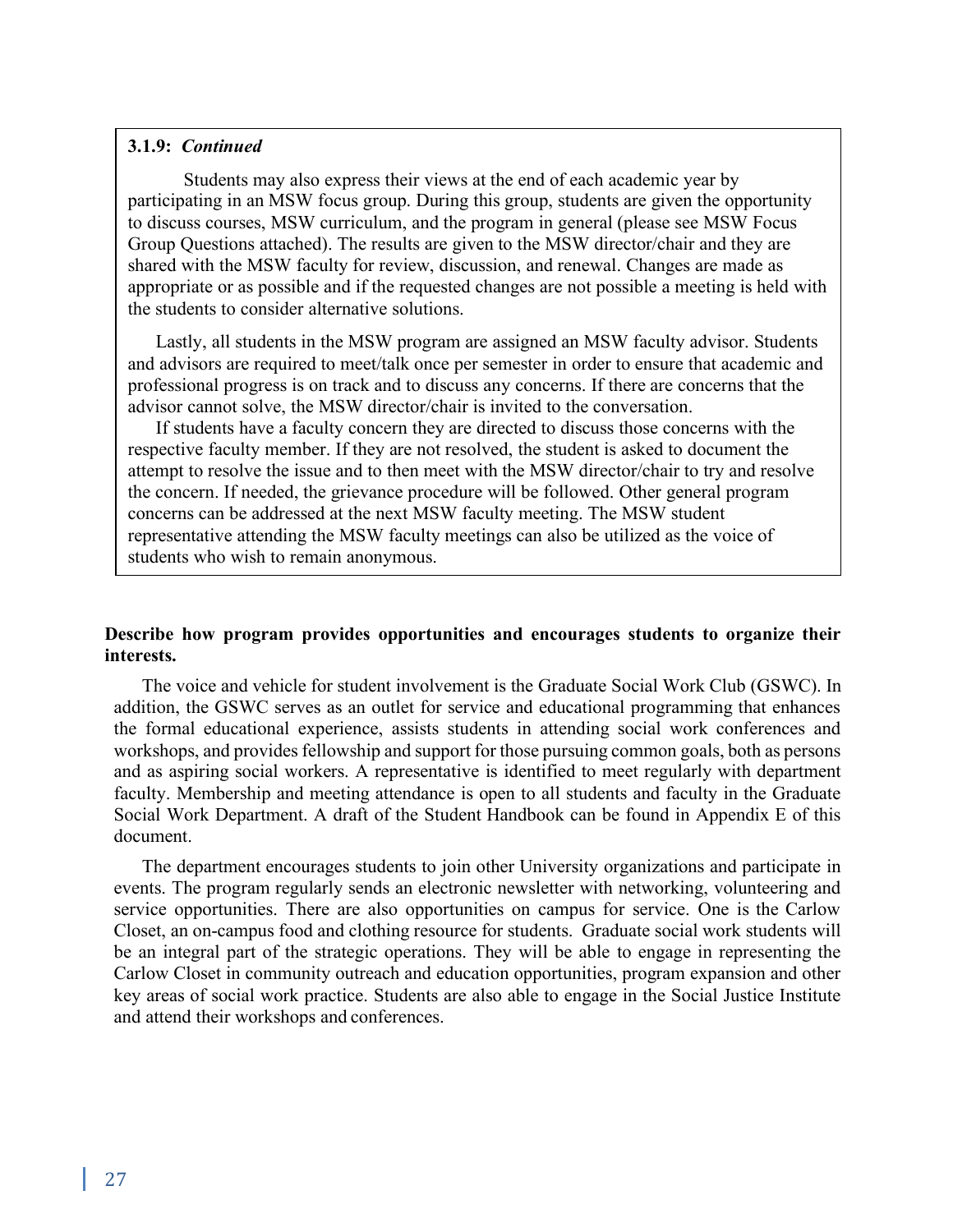**3.1.9:** ***Continued***

Students may also express their views at the end of each academic year by participating in an MSW focus group. During this group, students are given the opportunity to discuss courses, MSW curriculum, and the program in general (please see MSW Focus Group Questions attached). The results are given to the MSW director/chair and they are shared with the MSW faculty for review, discussion, and renewal. Changes are made as appropriate or as possible and if the requested changes are not possible a meeting is held with the students to consider alternative solutions.

Lastly, all students in the MSW program are assigned an MSW faculty advisor. Students and advisors are required to meet/talk once per semester in order to ensure that academic and professional progress is on track and to discuss any concerns. If there are concerns that the advisor cannot solve, the MSW director/chair is invited to the conversation.

If students have a faculty concern they are directed to discuss those concerns with the respective faculty member. If they are not resolved, the student is asked to document the attempt to resolve the issue and to then meet with the MSW director/chair to try and resolve the concern. If needed, the grievance procedure will be followed. Other general program concerns can be addressed at the next MSW faculty meeting. The MSW student representative attending the MSW faculty meetings can also be utilized as the voice of students who wish to remain anonymous.

**Describe how program provides opportunities and encourages students to organize their interests.**

The voice and vehicle for student involvement is the Graduate Social Work Club (GSWC). In addition, the GSWC serves as an outlet for service and educational programming that enhances the formal educational experience, assists students in attending social work conferences and workshops, and provides fellowship and support for those pursuing common goals, both as persons and as aspiring social workers. A representative is identified to meet regularly with department faculty. Membership and meeting attendance is open to all students and faculty in the Graduate Social Work Department. A draft of the Student Handbook can be found in Appendix E of this document.

The department encourages students to join other University organizations and participate in events. The program regularly sends an electronic newsletter with networking, volunteering and service opportunities. There are also opportunities on campus for service. One is the Carlow Closet, an on-campus food and clothing resource for students. Graduate social work students will be an integral part of the strategic operations. They will be able to engage in representing the Carlow Closet in community outreach and education opportunities, program expansion and other key areas of social work practice. Students are also able to engage in the Social Justice Institute and attend their workshops and conferences.